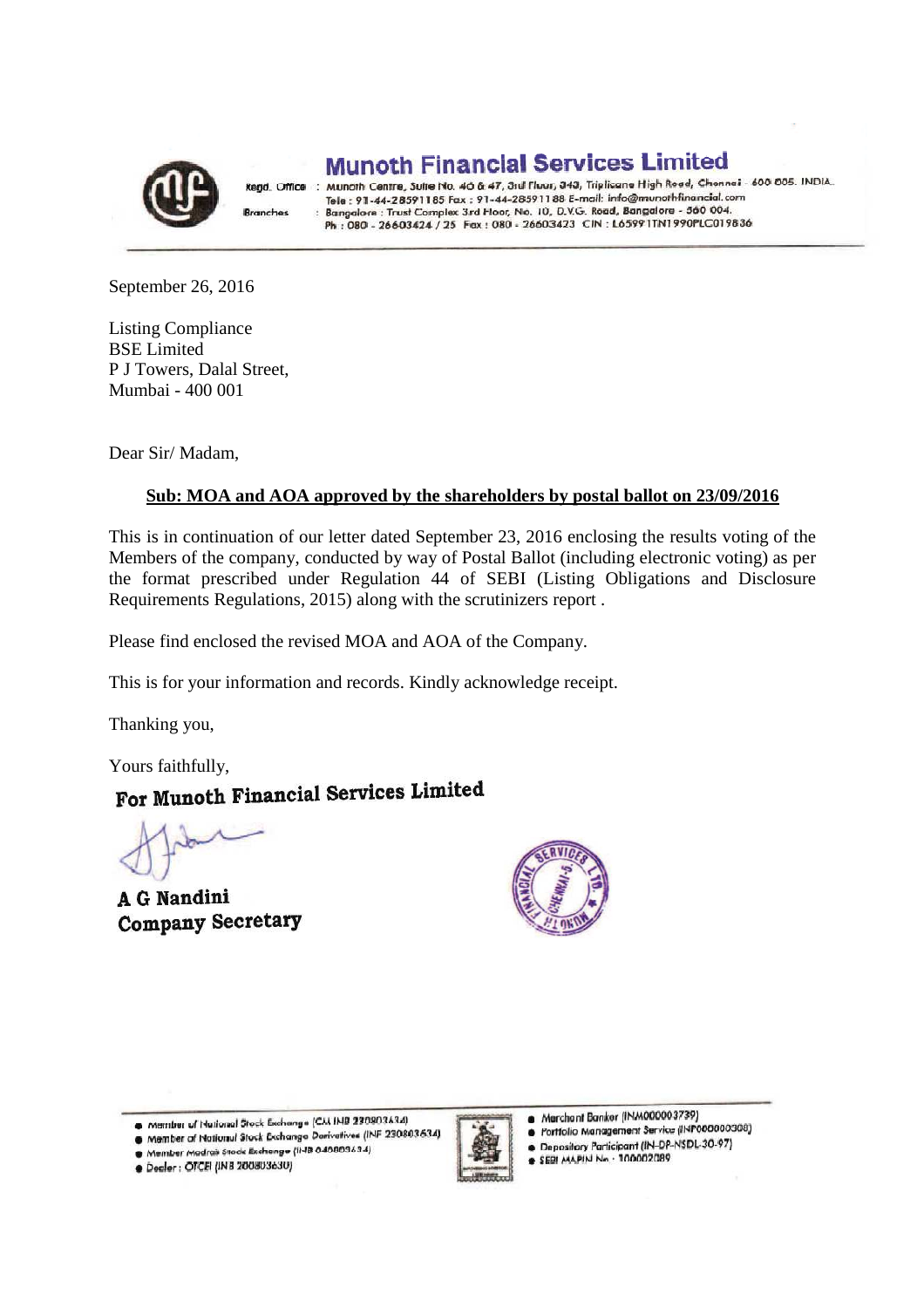# Munoth Financial Services Limited

Regd. Office : Munoth Centre, Suite No. 46 & 47, 3rd Floor, 343, Triplicane High Road, Chennai - 600 005. INDIA.
Tele : 91-44-28591185 Fax : 91-44-28591188 E-mail: info@munothfinancial.com
Branches : Bangalore : Trust Complex 3rd Floor, No. 10, D.V.G. Road, Bangalore - 560 004.
Ph : 080 - 26603424 / 25 Fax : 080 - 26603423 CIN : L65991TN1990PLC019836

September 26, 2016

Listing Compliance
BSE Limited
P J Towers, Dalal Street,
Mumbai - 400 001

Dear Sir/ Madam,

**Sub: MOA and AOA approved by the shareholders by postal ballot on 23/09/2016**

This is in continuation of our letter dated September 23, 2016 enclosing the results voting of the Members of the company, conducted by way of Postal Ballot (including electronic voting) as per the format prescribed under Regulation 44 of SEBI (Listing Obligations and Disclosure Requirements Regulations, 2015) along with the scrutinizers report .

Please find enclosed the revised MOA and AOA of the Company.

This is for your information and records. Kindly acknowledge receipt.

Thanking you,

Yours faithfully,

**For Munoth Financial Services Limited**

**A G Nandini**
**Company Secretary**

- Member of National Stock Exchange (CM INB 230803634)
- Member of National Stock Exchange Derivatives (INF 230803634)
- Member Madras Stock Exchange (INB 040803634)
- Dealer : OTCEI (INB 200803630)
- Merchant Banker (INM000003739)
- Portfolio Management Service (INP000000308)
- Depository Participant (IN-DP-NSDL-30-97)
- SEBI MAPIN No - 100002089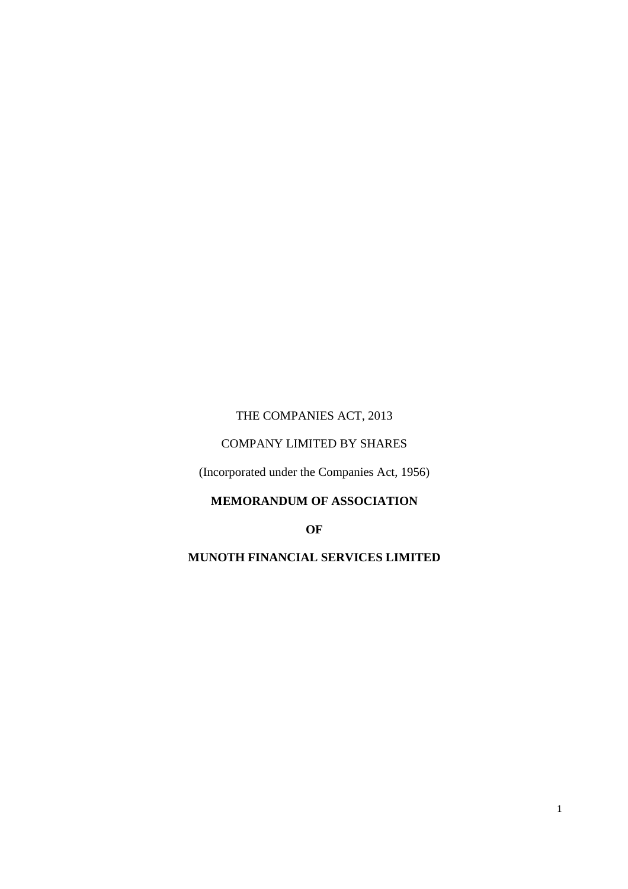THE COMPANIES ACT, 2013

COMPANY LIMITED BY SHARES

(Incorporated under the Companies Act, 1956)

**MEMORANDUM OF ASSOCIATION**

**OF**

**MUNOTH FINANCIAL SERVICES LIMITED**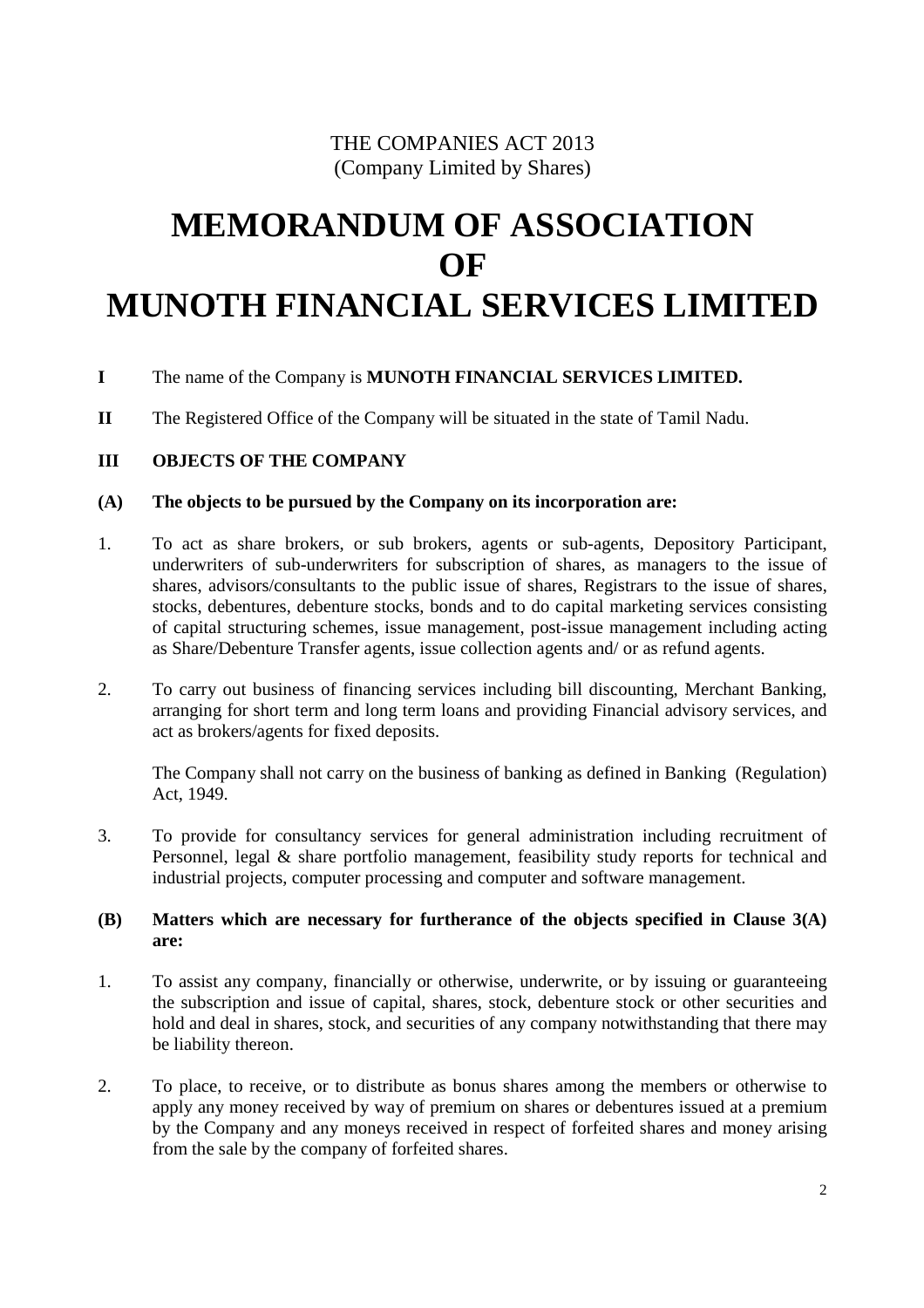THE COMPANIES ACT 2013
(Company Limited by Shares)

# MEMORANDUM OF ASSOCIATION OF MUNOTH FINANCIAL SERVICES LIMITED

**I** The name of the Company is **MUNOTH FINANCIAL SERVICES LIMITED.**

**II** The Registered Office of the Company will be situated in the state of Tamil Nadu.

**III OBJECTS OF THE COMPANY**

**(A) The objects to be pursued by the Company on its incorporation are:**

1. To act as share brokers, or sub brokers, agents or sub-agents, Depository Participant, underwriters of sub-underwriters for subscription of shares, as managers to the issue of shares, advisors/consultants to the public issue of shares, Registrars to the issue of shares, stocks, debentures, debenture stocks, bonds and to do capital marketing services consisting of capital structuring schemes, issue management, post-issue management including acting as Share/Debenture Transfer agents, issue collection agents and/ or as refund agents.

2. To carry out business of financing services including bill discounting, Merchant Banking, arranging for short term and long term loans and providing Financial advisory services, and act as brokers/agents for fixed deposits.

   The Company shall not carry on the business of banking as defined in Banking (Regulation) Act, 1949.

3. To provide for consultancy services for general administration including recruitment of Personnel, legal & share portfolio management, feasibility study reports for technical and industrial projects, computer processing and computer and software management.

**(B) Matters which are necessary for furtherance of the objects specified in Clause 3(A) are:**

1. To assist any company, financially or otherwise, underwrite, or by issuing or guaranteeing the subscription and issue of capital, shares, stock, debenture stock or other securities and hold and deal in shares, stock, and securities of any company notwithstanding that there may be liability thereon.

2. To place, to receive, or to distribute as bonus shares among the members or otherwise to apply any money received by way of premium on shares or debentures issued at a premium by the Company and any moneys received in respect of forfeited shares and money arising from the sale by the company of forfeited shares.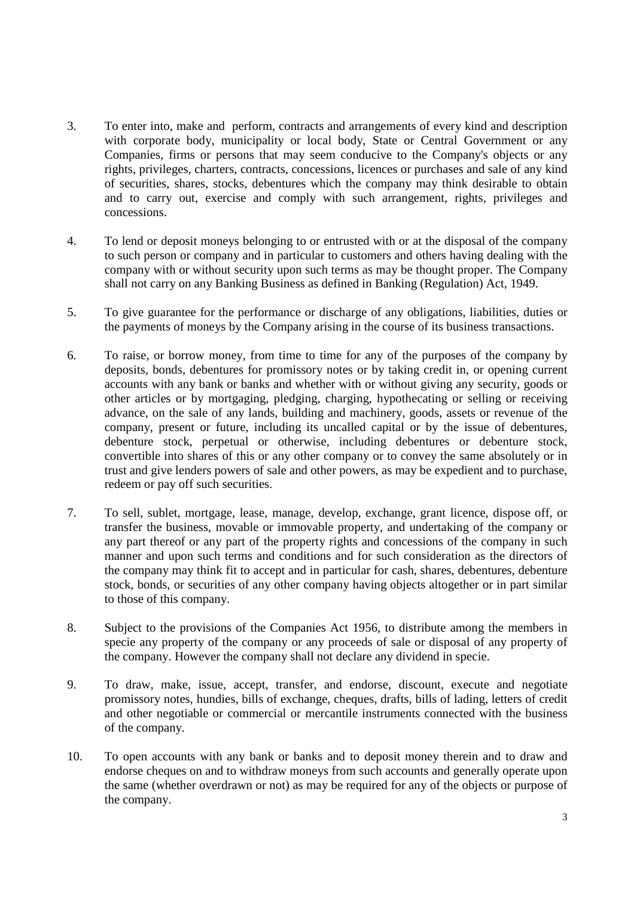3. To enter into, make and perform, contracts and arrangements of every kind and description with corporate body, municipality or local body, State or Central Government or any Companies, firms or persons that may seem conducive to the Company's objects or any rights, privileges, charters, contracts, concessions, licences or purchases and sale of any kind of securities, shares, stocks, debentures which the company may think desirable to obtain and to carry out, exercise and comply with such arrangement, rights, privileges and concessions.

4. To lend or deposit moneys belonging to or entrusted with or at the disposal of the company to such person or company and in particular to customers and others having dealing with the company with or without security upon such terms as may be thought proper. The Company shall not carry on any Banking Business as defined in Banking (Regulation) Act, 1949.

5. To give guarantee for the performance or discharge of any obligations, liabilities, duties or the payments of moneys by the Company arising in the course of its business transactions.

6. To raise, or borrow money, from time to time for any of the purposes of the company by deposits, bonds, debentures for promissory notes or by taking credit in, or opening current accounts with any bank or banks and whether with or without giving any security, goods or other articles or by mortgaging, pledging, charging, hypothecating or selling or receiving advance, on the sale of any lands, building and machinery, goods, assets or revenue of the company, present or future, including its uncalled capital or by the issue of debentures, debenture stock, perpetual or otherwise, including debentures or debenture stock, convertible into shares of this or any other company or to convey the same absolutely or in trust and give lenders powers of sale and other powers, as may be expedient and to purchase, redeem or pay off such securities.

7. To sell, sublet, mortgage, lease, manage, develop, exchange, grant licence, dispose off, or transfer the business, movable or immovable property, and undertaking of the company or any part thereof or any part of the property rights and concessions of the company in such manner and upon such terms and conditions and for such consideration as the directors of the company may think fit to accept and in particular for cash, shares, debentures, debenture stock, bonds, or securities of any other company having objects altogether or in part similar to those of this company.

8. Subject to the provisions of the Companies Act 1956, to distribute among the members in specie any property of the company or any proceeds of sale or disposal of any property of the company. However the company shall not declare any dividend in specie.

9. To draw, make, issue, accept, transfer, and endorse, discount, execute and negotiate promissory notes, hundies, bills of exchange, cheques, drafts, bills of lading, letters of credit and other negotiable or commercial or mercantile instruments connected with the business of the company.

10. To open accounts with any bank or banks and to deposit money therein and to draw and endorse cheques on and to withdraw moneys from such accounts and generally operate upon the same (whether overdrawn or not) as may be required for any of the objects or purpose of the company.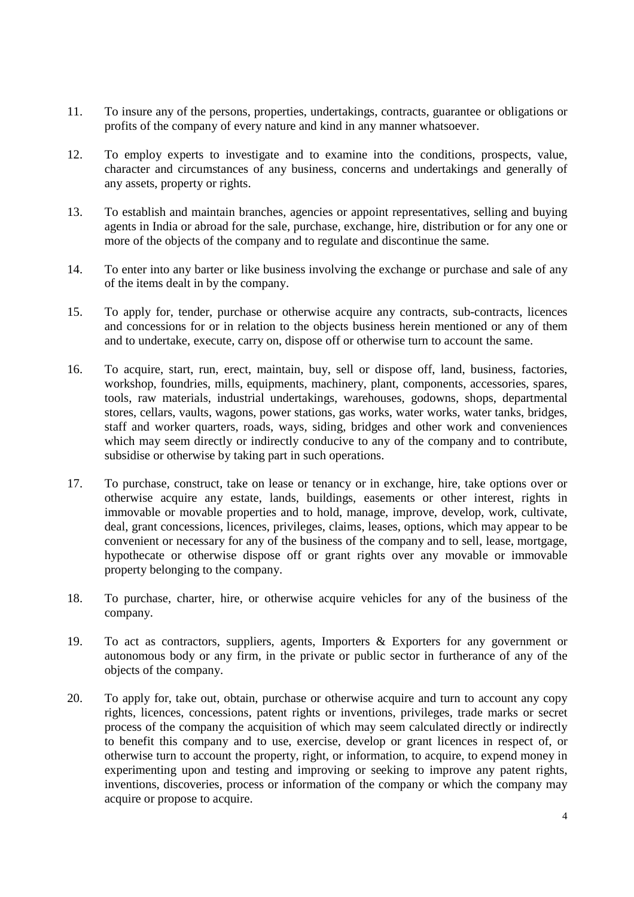11. To insure any of the persons, properties, undertakings, contracts, guarantee or obligations or profits of the company of every nature and kind in any manner whatsoever.

12. To employ experts to investigate and to examine into the conditions, prospects, value, character and circumstances of any business, concerns and undertakings and generally of any assets, property or rights.

13. To establish and maintain branches, agencies or appoint representatives, selling and buying agents in India or abroad for the sale, purchase, exchange, hire, distribution or for any one or more of the objects of the company and to regulate and discontinue the same.

14. To enter into any barter or like business involving the exchange or purchase and sale of any of the items dealt in by the company.

15. To apply for, tender, purchase or otherwise acquire any contracts, sub-contracts, licences and concessions for or in relation to the objects business herein mentioned or any of them and to undertake, execute, carry on, dispose off or otherwise turn to account the same.

16. To acquire, start, run, erect, maintain, buy, sell or dispose off, land, business, factories, workshop, foundries, mills, equipments, machinery, plant, components, accessories, spares, tools, raw materials, industrial undertakings, warehouses, godowns, shops, departmental stores, cellars, vaults, wagons, power stations, gas works, water works, water tanks, bridges, staff and worker quarters, roads, ways, siding, bridges and other work and conveniences which may seem directly or indirectly conducive to any of the company and to contribute, subsidise or otherwise by taking part in such operations.

17. To purchase, construct, take on lease or tenancy or in exchange, hire, take options over or otherwise acquire any estate, lands, buildings, easements or other interest, rights in immovable or movable properties and to hold, manage, improve, develop, work, cultivate, deal, grant concessions, licences, privileges, claims, leases, options, which may appear to be convenient or necessary for any of the business of the company and to sell, lease, mortgage, hypothecate or otherwise dispose off or grant rights over any movable or immovable property belonging to the company.

18. To purchase, charter, hire, or otherwise acquire vehicles for any of the business of the company.

19. To act as contractors, suppliers, agents, Importers & Exporters for any government or autonomous body or any firm, in the private or public sector in furtherance of any of the objects of the company.

20. To apply for, take out, obtain, purchase or otherwise acquire and turn to account any copy rights, licences, concessions, patent rights or inventions, privileges, trade marks or secret process of the company the acquisition of which may seem calculated directly or indirectly to benefit this company and to use, exercise, develop or grant licences in respect of, or otherwise turn to account the property, right, or information, to acquire, to expend money in experimenting upon and testing and improving or seeking to improve any patent rights, inventions, discoveries, process or information of the company or which the company may acquire or propose to acquire.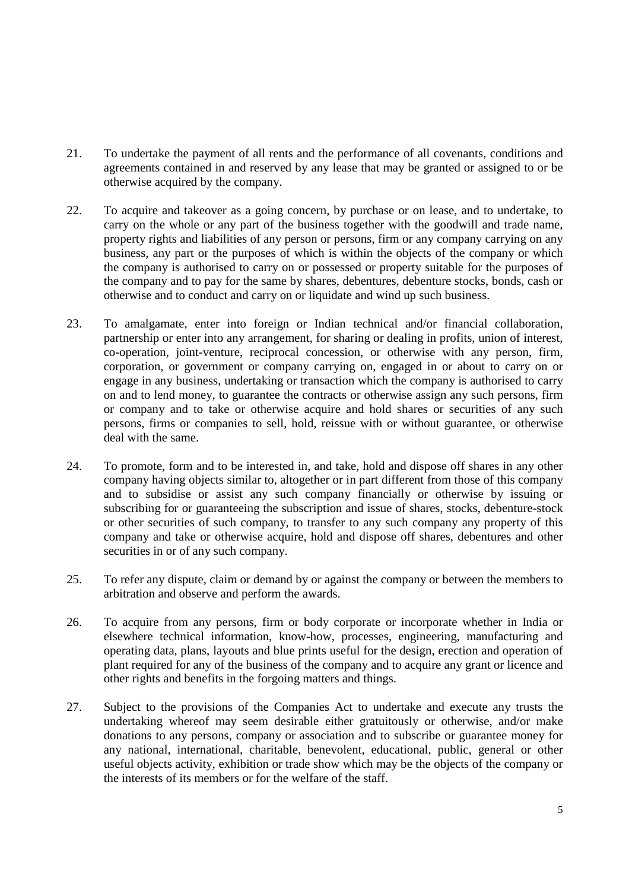21. To undertake the payment of all rents and the performance of all covenants, conditions and agreements contained in and reserved by any lease that may be granted or assigned to or be otherwise acquired by the company.

22. To acquire and takeover as a going concern, by purchase or on lease, and to undertake, to carry on the whole or any part of the business together with the goodwill and trade name, property rights and liabilities of any person or persons, firm or any company carrying on any business, any part or the purposes of which is within the objects of the company or which the company is authorised to carry on or possessed or property suitable for the purposes of the company and to pay for the same by shares, debentures, debenture stocks, bonds, cash or otherwise and to conduct and carry on or liquidate and wind up such business.

23. To amalgamate, enter into foreign or Indian technical and/or financial collaboration, partnership or enter into any arrangement, for sharing or dealing in profits, union of interest, co-operation, joint-venture, reciprocal concession, or otherwise with any person, firm, corporation, or government or company carrying on, engaged in or about to carry on or engage in any business, undertaking or transaction which the company is authorised to carry on and to lend money, to guarantee the contracts or otherwise assign any such persons, firm or company and to take or otherwise acquire and hold shares or securities of any such persons, firms or companies to sell, hold, reissue with or without guarantee, or otherwise deal with the same.

24. To promote, form and to be interested in, and take, hold and dispose off shares in any other company having objects similar to, altogether or in part different from those of this company and to subsidise or assist any such company financially or otherwise by issuing or subscribing for or guaranteeing the subscription and issue of shares, stocks, debenture-stock or other securities of such company, to transfer to any such company any property of this company and take or otherwise acquire, hold and dispose off shares, debentures and other securities in or of any such company.

25. To refer any dispute, claim or demand by or against the company or between the members to arbitration and observe and perform the awards.

26. To acquire from any persons, firm or body corporate or incorporate whether in India or elsewhere technical information, know-how, processes, engineering, manufacturing and operating data, plans, layouts and blue prints useful for the design, erection and operation of plant required for any of the business of the company and to acquire any grant or licence and other rights and benefits in the forgoing matters and things.

27. Subject to the provisions of the Companies Act to undertake and execute any trusts the undertaking whereof may seem desirable either gratuitously or otherwise, and/or make donations to any persons, company or association and to subscribe or guarantee money for any national, international, charitable, benevolent, educational, public, general or other useful objects activity, exhibition or trade show which may be the objects of the company or the interests of its members or for the welfare of the staff.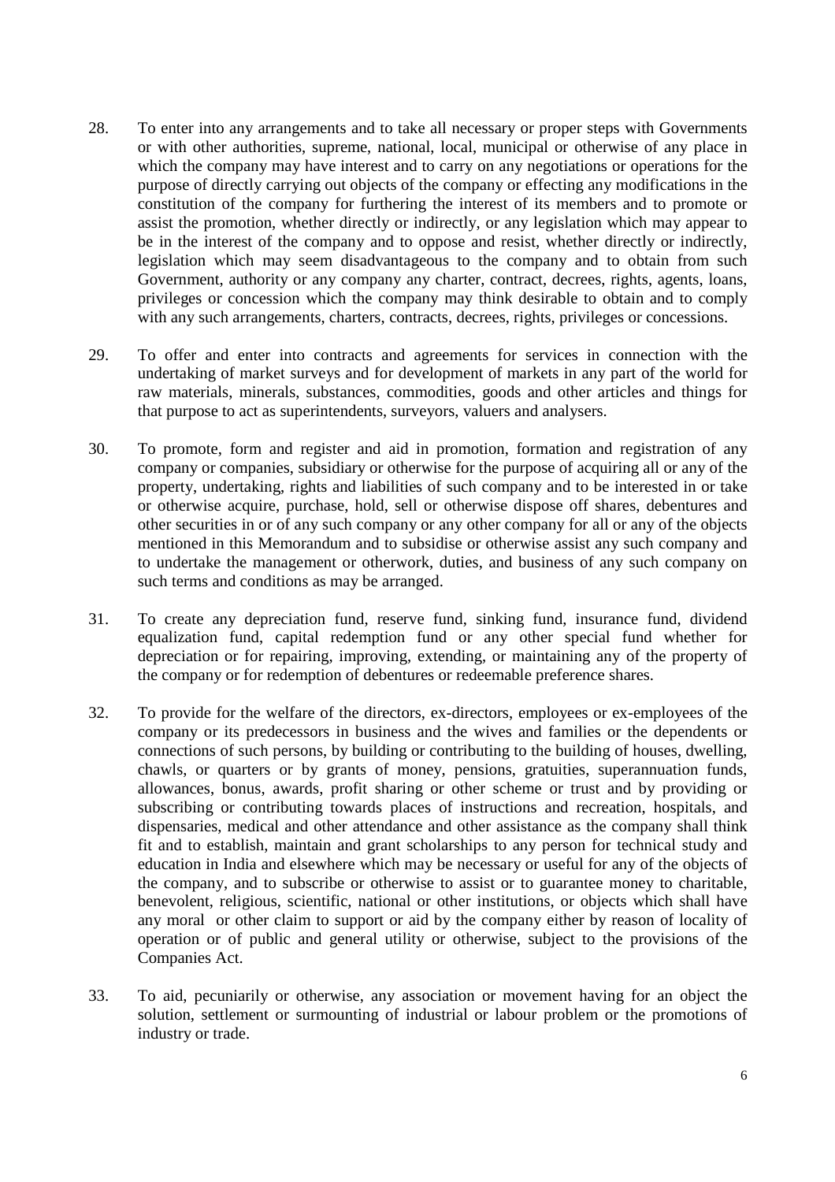28. To enter into any arrangements and to take all necessary or proper steps with Governments or with other authorities, supreme, national, local, municipal or otherwise of any place in which the company may have interest and to carry on any negotiations or operations for the purpose of directly carrying out objects of the company or effecting any modifications in the constitution of the company for furthering the interest of its members and to promote or assist the promotion, whether directly or indirectly, or any legislation which may appear to be in the interest of the company and to oppose and resist, whether directly or indirectly, legislation which may seem disadvantageous to the company and to obtain from such Government, authority or any company any charter, contract, decrees, rights, agents, loans, privileges or concession which the company may think desirable to obtain and to comply with any such arrangements, charters, contracts, decrees, rights, privileges or concessions.

29. To offer and enter into contracts and agreements for services in connection with the undertaking of market surveys and for development of markets in any part of the world for raw materials, minerals, substances, commodities, goods and other articles and things for that purpose to act as superintendents, surveyors, valuers and analysers.

30. To promote, form and register and aid in promotion, formation and registration of any company or companies, subsidiary or otherwise for the purpose of acquiring all or any of the property, undertaking, rights and liabilities of such company and to be interested in or take or otherwise acquire, purchase, hold, sell or otherwise dispose off shares, debentures and other securities in or of any such company or any other company for all or any of the objects mentioned in this Memorandum and to subsidise or otherwise assist any such company and to undertake the management or otherwork, duties, and business of any such company on such terms and conditions as may be arranged.

31. To create any depreciation fund, reserve fund, sinking fund, insurance fund, dividend equalization fund, capital redemption fund or any other special fund whether for depreciation or for repairing, improving, extending, or maintaining any of the property of the company or for redemption of debentures or redeemable preference shares.

32. To provide for the welfare of the directors, ex-directors, employees or ex-employees of the company or its predecessors in business and the wives and families or the dependents or connections of such persons, by building or contributing to the building of houses, dwelling, chawls, or quarters or by grants of money, pensions, gratuities, superannuation funds, allowances, bonus, awards, profit sharing or other scheme or trust and by providing or subscribing or contributing towards places of instructions and recreation, hospitals, and dispensaries, medical and other attendance and other assistance as the company shall think fit and to establish, maintain and grant scholarships to any person for technical study and education in India and elsewhere which may be necessary or useful for any of the objects of the company, and to subscribe or otherwise to assist or to guarantee money to charitable, benevolent, religious, scientific, national or other institutions, or objects which shall have any moral or other claim to support or aid by the company either by reason of locality of operation or of public and general utility or otherwise, subject to the provisions of the Companies Act.

33. To aid, pecuniarily or otherwise, any association or movement having for an object the solution, settlement or surmounting of industrial or labour problem or the promotions of industry or trade.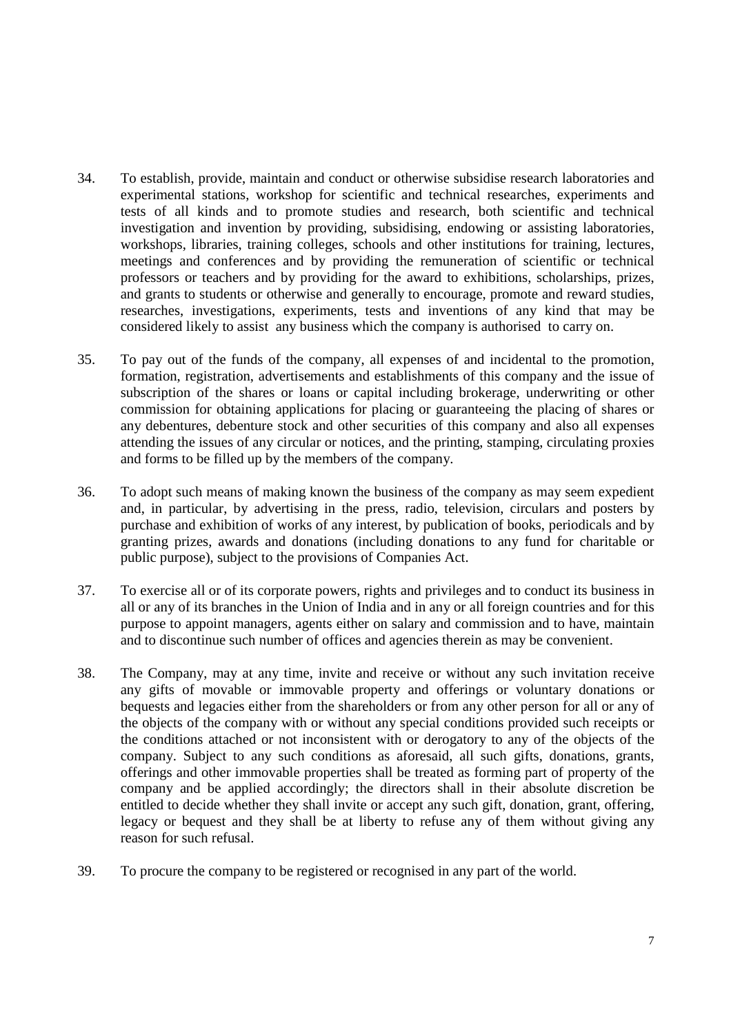34. To establish, provide, maintain and conduct or otherwise subsidise research laboratories and experimental stations, workshop for scientific and technical researches, experiments and tests of all kinds and to promote studies and research, both scientific and technical investigation and invention by providing, subsidising, endowing or assisting laboratories, workshops, libraries, training colleges, schools and other institutions for training, lectures, meetings and conferences and by providing the remuneration of scientific or technical professors or teachers and by providing for the award to exhibitions, scholarships, prizes, and grants to students or otherwise and generally to encourage, promote and reward studies, researches, investigations, experiments, tests and inventions of any kind that may be considered likely to assist any business which the company is authorised to carry on.

35. To pay out of the funds of the company, all expenses of and incidental to the promotion, formation, registration, advertisements and establishments of this company and the issue of subscription of the shares or loans or capital including brokerage, underwriting or other commission for obtaining applications for placing or guaranteeing the placing of shares or any debentures, debenture stock and other securities of this company and also all expenses attending the issues of any circular or notices, and the printing, stamping, circulating proxies and forms to be filled up by the members of the company.

36. To adopt such means of making known the business of the company as may seem expedient and, in particular, by advertising in the press, radio, television, circulars and posters by purchase and exhibition of works of any interest, by publication of books, periodicals and by granting prizes, awards and donations (including donations to any fund for charitable or public purpose), subject to the provisions of Companies Act.

37. To exercise all or of its corporate powers, rights and privileges and to conduct its business in all or any of its branches in the Union of India and in any or all foreign countries and for this purpose to appoint managers, agents either on salary and commission and to have, maintain and to discontinue such number of offices and agencies therein as may be convenient.

38. The Company, may at any time, invite and receive or without any such invitation receive any gifts of movable or immovable property and offerings or voluntary donations or bequests and legacies either from the shareholders or from any other person for all or any of the objects of the company with or without any special conditions provided such receipts or the conditions attached or not inconsistent with or derogatory to any of the objects of the company. Subject to any such conditions as aforesaid, all such gifts, donations, grants, offerings and other immovable properties shall be treated as forming part of property of the company and be applied accordingly; the directors shall in their absolute discretion be entitled to decide whether they shall invite or accept any such gift, donation, grant, offering, legacy or bequest and they shall be at liberty to refuse any of them without giving any reason for such refusal.

39. To procure the company to be registered or recognised in any part of the world.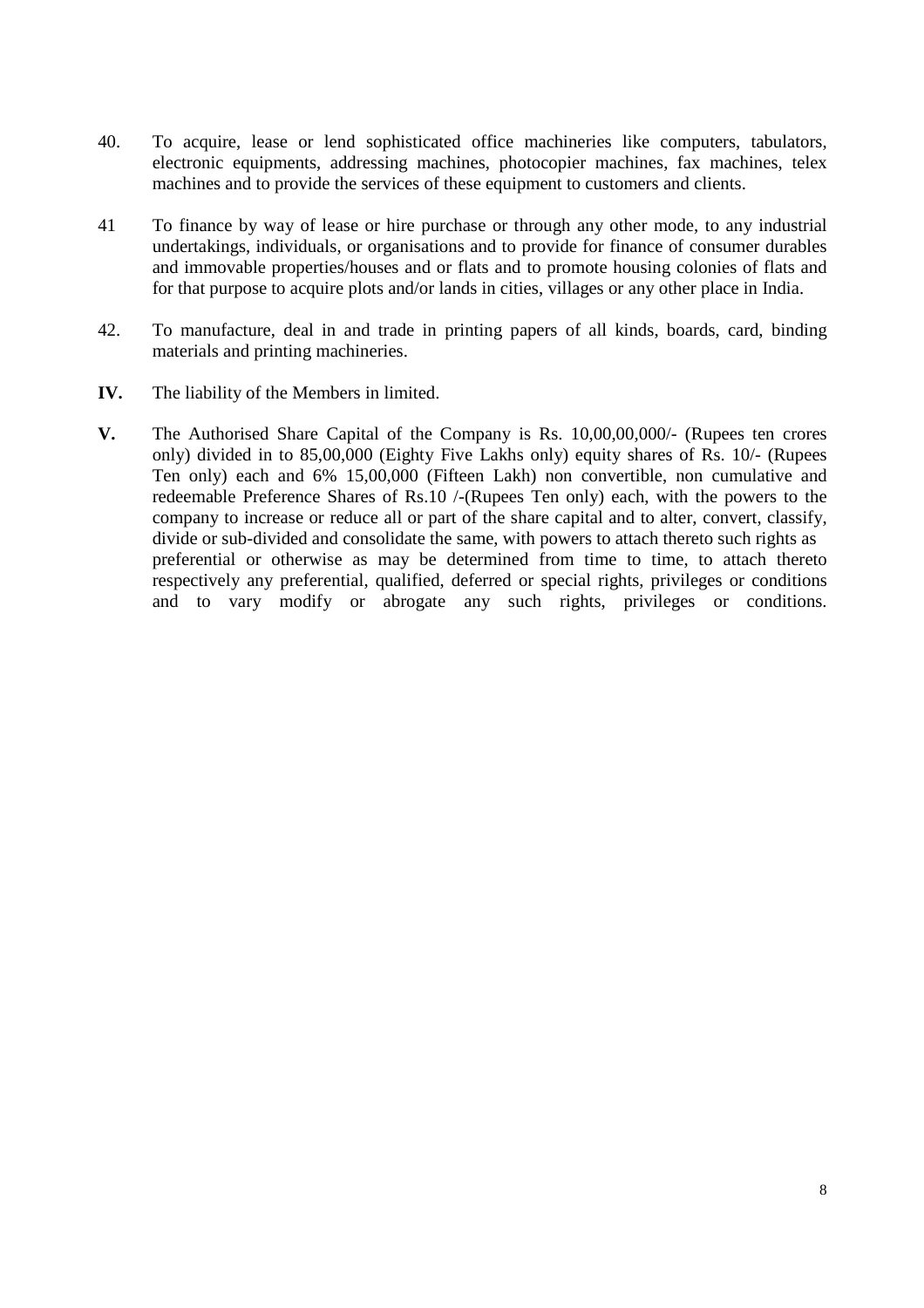40. To acquire, lease or lend sophisticated office machineries like computers, tabulators, electronic equipments, addressing machines, photocopier machines, fax machines, telex machines and to provide the services of these equipment to customers and clients.

41 To finance by way of lease or hire purchase or through any other mode, to any industrial undertakings, individuals, or organisations and to provide for finance of consumer durables and immovable properties/houses and or flats and to promote housing colonies of flats and for that purpose to acquire plots and/or lands in cities, villages or any other place in India.

42. To manufacture, deal in and trade in printing papers of all kinds, boards, card, binding materials and printing machineries.

**IV.** The liability of the Members in limited.

**V.** The Authorised Share Capital of the Company is Rs. 10,00,00,000/- (Rupees ten crores only) divided in to 85,00,000 (Eighty Five Lakhs only) equity shares of Rs. 10/- (Rupees Ten only) each and 6% 15,00,000 (Fifteen Lakh) non convertible, non cumulative and redeemable Preference Shares of Rs.10 /-(Rupees Ten only) each, with the powers to the company to increase or reduce all or part of the share capital and to alter, convert, classify, divide or sub-divided and consolidate the same, with powers to attach thereto such rights as preferential or otherwise as may be determined from time to time, to attach thereto respectively any preferential, qualified, deferred or special rights, privileges or conditions and to vary modify or abrogate any such rights, privileges or conditions.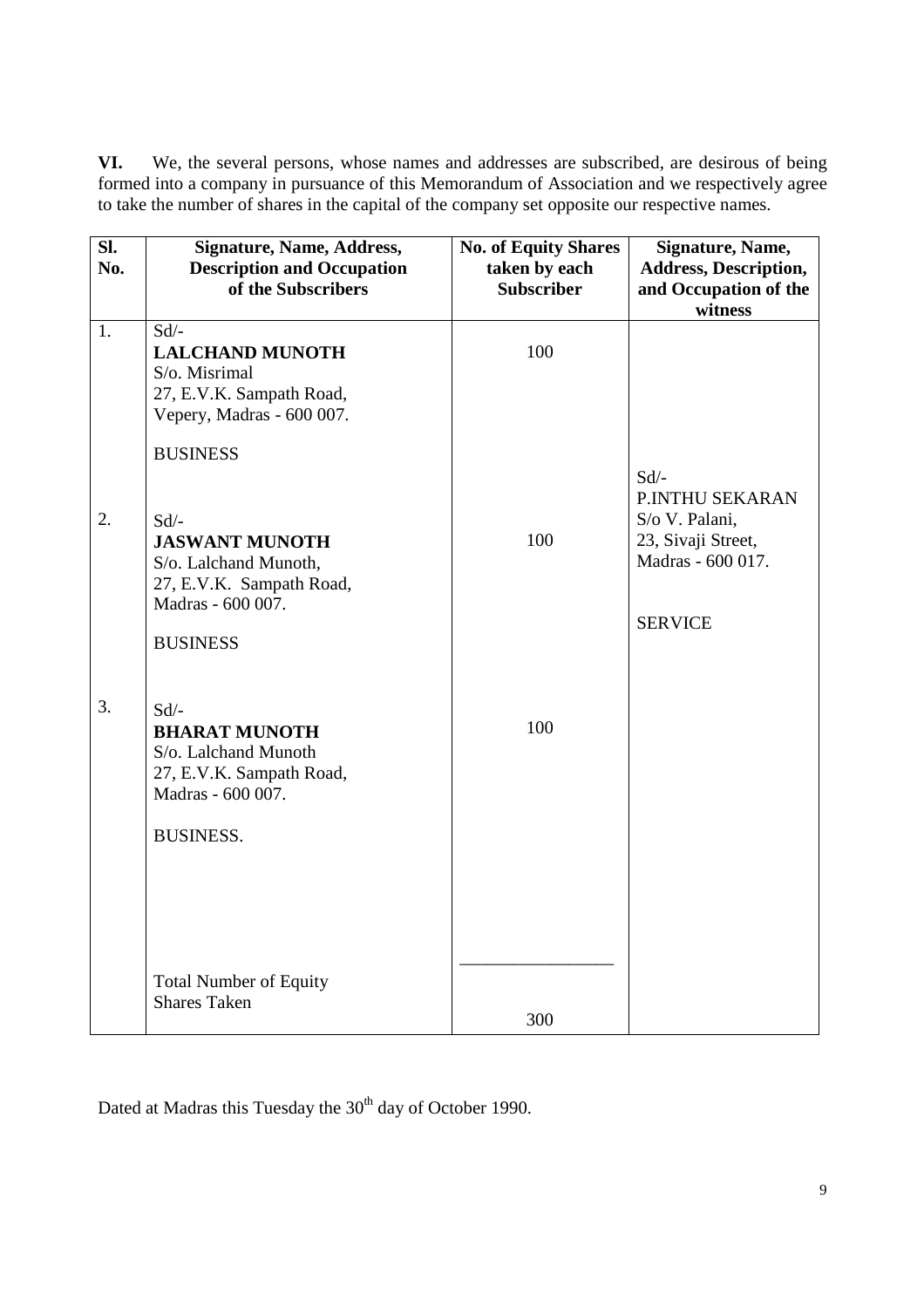**VI.** We, the several persons, whose names and addresses are subscribed, are desirous of being formed into a company in pursuance of this Memorandum of Association and we respectively agree to take the number of shares in the capital of the company set opposite our respective names.

| Sl. No. | Signature, Name, Address, Description and Occupation of the Subscribers | No. of Equity Shares taken by each Subscriber | Signature, Name, Address, Description, and Occupation of the witness |
|---|---|---|---|
| 1. | Sd/-<br>**LALCHAND MUNOTH**<br>S/o. Misrimal<br>27, E.V.K. Sampath Road,<br>Vepery, Madras - 600 007.<br><br>BUSINESS | 100 | Sd/-<br>P.INTHU SEKARAN<br>S/o V. Palani,<br>23, Sivaji Street,<br>Madras - 600 017.<br><br>SERVICE |
| 2. | Sd/-<br>**JASWANT MUNOTH**<br>S/o. Lalchand Munoth,<br>27, E.V.K. Sampath Road,<br>Madras - 600 007.<br><br>BUSINESS | 100 | |
| 3. | Sd/-<br>**BHARAT MUNOTH**<br>S/o. Lalchand Munoth<br>27, E.V.K. Sampath Road,<br>Madras - 600 007.<br><br>BUSINESS. | 100 | |
| | Total Number of Equity Shares Taken | 300 | |

Dated at Madras this Tuesday the 30th day of October 1990.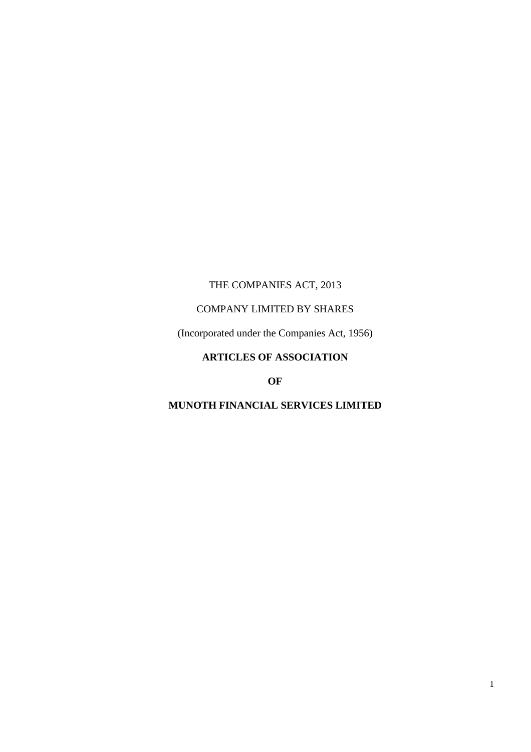THE COMPANIES ACT, 2013

COMPANY LIMITED BY SHARES

(Incorporated under the Companies Act, 1956)

**ARTICLES OF ASSOCIATION**

**OF**

**MUNOTH FINANCIAL SERVICES LIMITED**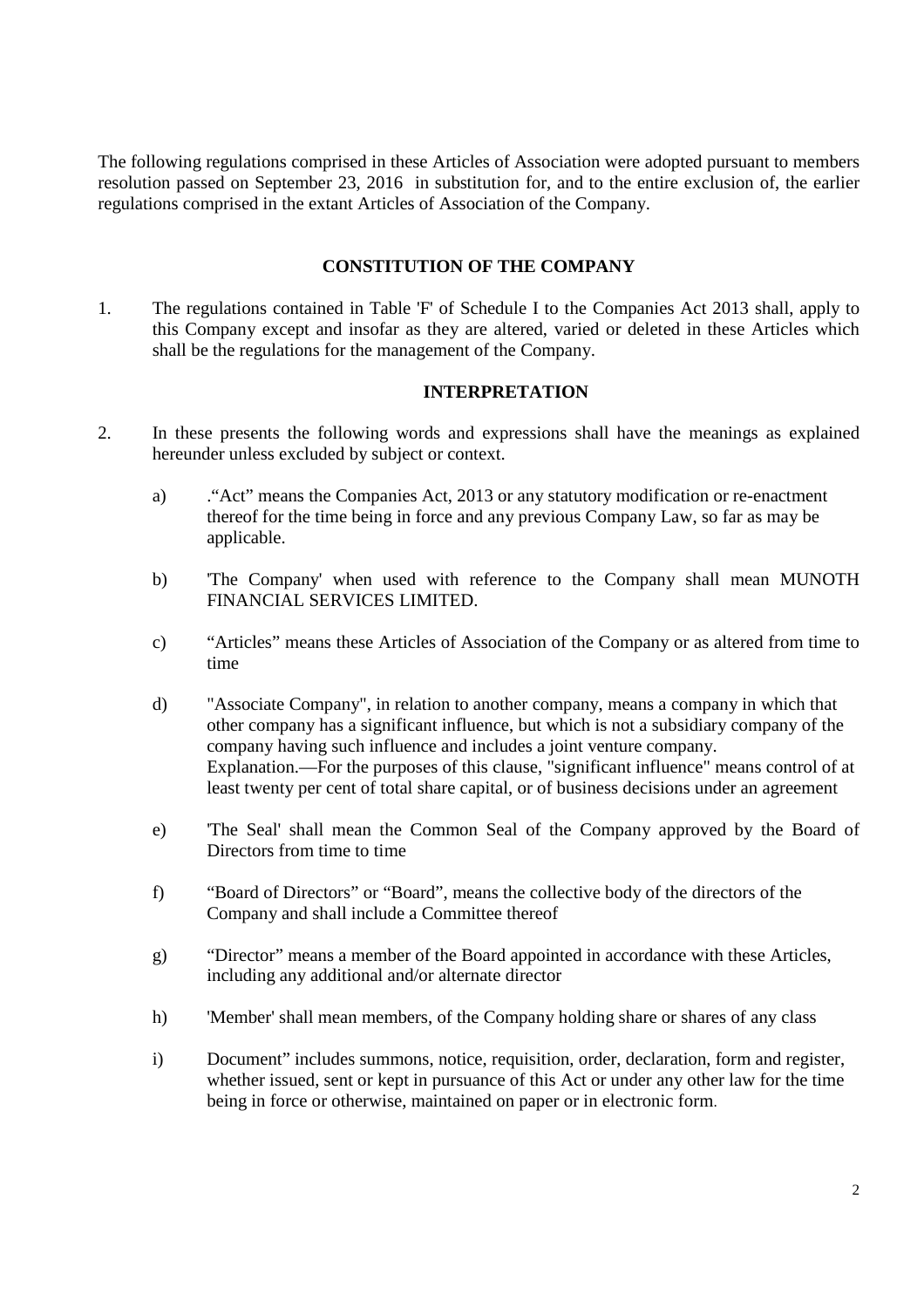The following regulations comprised in these Articles of Association were adopted pursuant to members resolution passed on September 23, 2016 in substitution for, and to the entire exclusion of, the earlier regulations comprised in the extant Articles of Association of the Company.

## CONSTITUTION OF THE COMPANY

1. The regulations contained in Table 'F' of Schedule I to the Companies Act 2013 shall, apply to this Company except and insofar as they are altered, varied or deleted in these Articles which shall be the regulations for the management of the Company.

## INTERPRETATION

2. In these presents the following words and expressions shall have the meanings as explained hereunder unless excluded by subject or context.

   a) ."Act" means the Companies Act, 2013 or any statutory modification or re-enactment thereof for the time being in force and any previous Company Law, so far as may be applicable.

   b) 'The Company' when used with reference to the Company shall mean MUNOTH FINANCIAL SERVICES LIMITED.

   c) "Articles" means these Articles of Association of the Company or as altered from time to time

   d) "Associate Company", in relation to another company, means a company in which that other company has a significant influence, but which is not a subsidiary company of the company having such influence and includes a joint venture company. Explanation.—For the purposes of this clause, "significant influence" means control of at least twenty per cent of total share capital, or of business decisions under an agreement

   e) 'The Seal' shall mean the Common Seal of the Company approved by the Board of Directors from time to time

   f) "Board of Directors" or "Board", means the collective body of the directors of the Company and shall include a Committee thereof

   g) "Director" means a member of the Board appointed in accordance with these Articles, including any additional and/or alternate director

   h) 'Member' shall mean members, of the Company holding share or shares of any class

   i) Document" includes summons, notice, requisition, order, declaration, form and register, whether issued, sent or kept in pursuance of this Act or under any other law for the time being in force or otherwise, maintained on paper or in electronic form.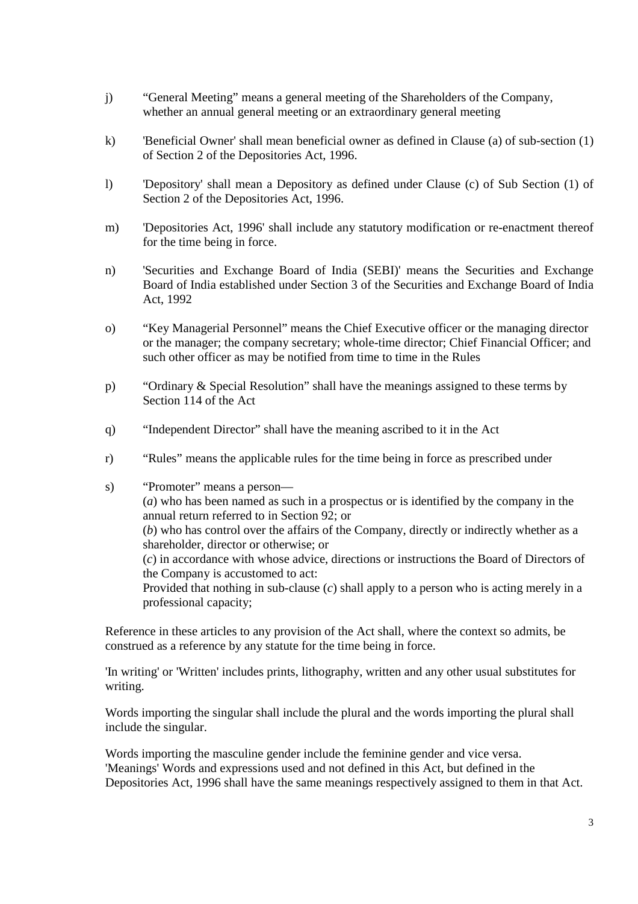j) “General Meeting” means a general meeting of the Shareholders of the Company, whether an annual general meeting or an extraordinary general meeting

k) 'Beneficial Owner' shall mean beneficial owner as defined in Clause (a) of sub-section (1) of Section 2 of the Depositories Act, 1996.

l) 'Depository' shall mean a Depository as defined under Clause (c) of Sub Section (1) of Section 2 of the Depositories Act, 1996.

m) 'Depositories Act, 1996' shall include any statutory modification or re-enactment thereof for the time being in force.

n) 'Securities and Exchange Board of India (SEBI)' means the Securities and Exchange Board of India established under Section 3 of the Securities and Exchange Board of India Act, 1992

o) “Key Managerial Personnel” means the Chief Executive officer or the managing director or the manager; the company secretary; whole-time director; Chief Financial Officer; and such other officer as may be notified from time to time in the Rules

p) “Ordinary & Special Resolution” shall have the meanings assigned to these terms by Section 114 of the Act

q) “Independent Director” shall have the meaning ascribed to it in the Act

r) “Rules” means the applicable rules for the time being in force as prescribed under

s) “Promoter” means a person—
(*a*) who has been named as such in a prospectus or is identified by the company in the annual return referred to in Section 92; or
(*b*) who has control over the affairs of the Company, directly or indirectly whether as a shareholder, director or otherwise; or
(*c*) in accordance with whose advice, directions or instructions the Board of Directors of the Company is accustomed to act:
Provided that nothing in sub-clause (*c*) shall apply to a person who is acting merely in a professional capacity;

Reference in these articles to any provision of the Act shall, where the context so admits, be construed as a reference by any statute for the time being in force.

'In writing' or 'Written' includes prints, lithography, written and any other usual substitutes for writing.

Words importing the singular shall include the plural and the words importing the plural shall include the singular.

Words importing the masculine gender include the feminine gender and vice versa.
'Meanings' Words and expressions used and not defined in this Act, but defined in the Depositories Act, 1996 shall have the same meanings respectively assigned to them in that Act.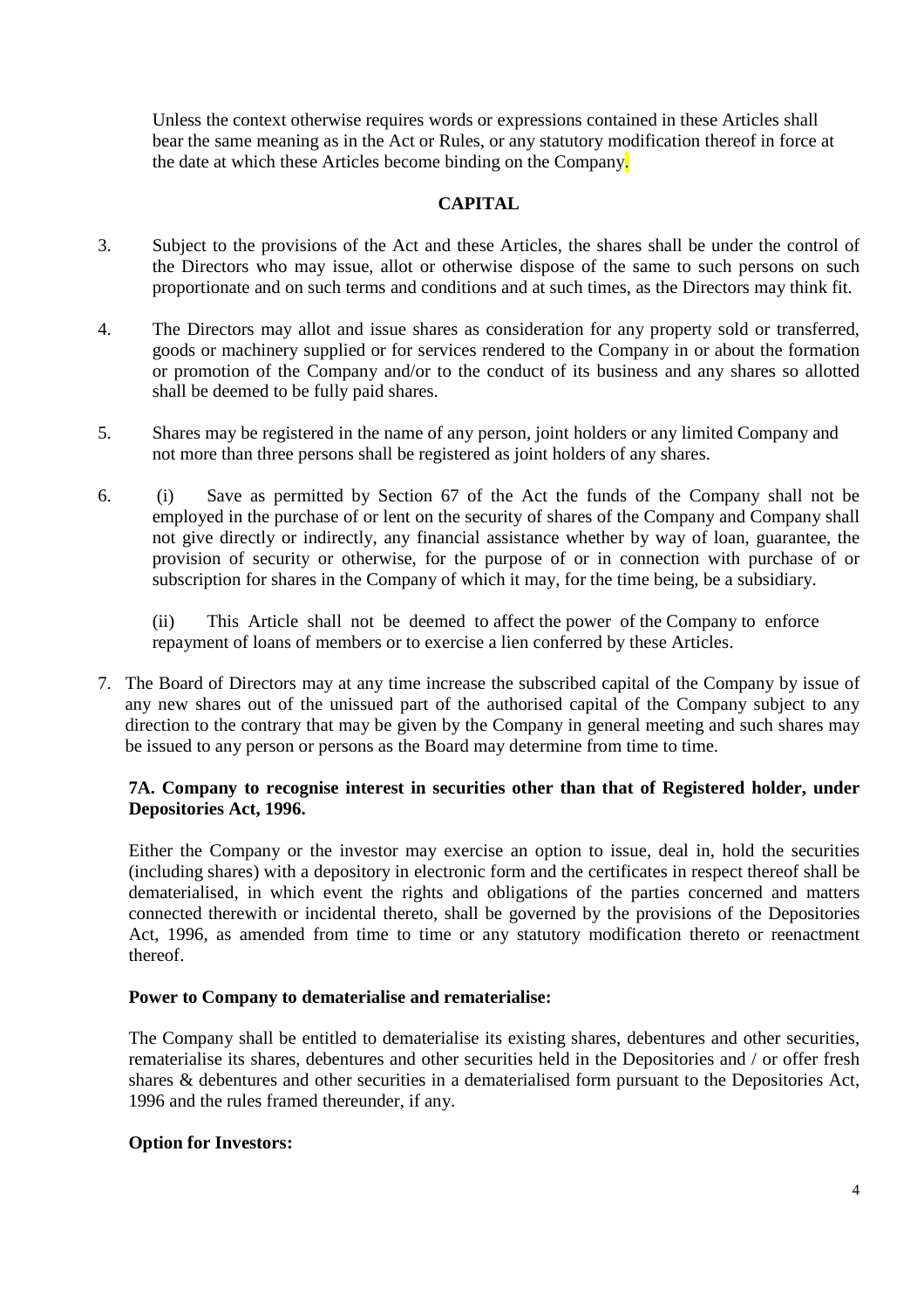Unless the context otherwise requires words or expressions contained in these Articles shall bear the same meaning as in the Act or Rules, or any statutory modification thereof in force at the date at which these Articles become binding on the Company.

## CAPITAL

3. Subject to the provisions of the Act and these Articles, the shares shall be under the control of the Directors who may issue, allot or otherwise dispose of the same to such persons on such proportionate and on such terms and conditions and at such times, as the Directors may think fit.

4. The Directors may allot and issue shares as consideration for any property sold or transferred, goods or machinery supplied or for services rendered to the Company in or about the formation or promotion of the Company and/or to the conduct of its business and any shares so allotted shall be deemed to be fully paid shares.

5. Shares may be registered in the name of any person, joint holders or any limited Company and not more than three persons shall be registered as joint holders of any shares.

6. (i) Save as permitted by Section 67 of the Act the funds of the Company shall not be employed in the purchase of or lent on the security of shares of the Company and Company shall not give directly or indirectly, any financial assistance whether by way of loan, guarantee, the provision of security or otherwise, for the purpose of or in connection with purchase of or subscription for shares in the Company of which it may, for the time being, be a subsidiary.

   (ii) This Article shall not be deemed to affect the power of the Company to enforce repayment of loans of members or to exercise a lien conferred by these Articles.

7. The Board of Directors may at any time increase the subscribed capital of the Company by issue of any new shares out of the unissued part of the authorised capital of the Company subject to any direction to the contrary that may be given by the Company in general meeting and such shares may be issued to any person or persons as the Board may determine from time to time.

**7A. Company to recognise interest in securities other than that of Registered holder, under Depositories Act, 1996.**

Either the Company or the investor may exercise an option to issue, deal in, hold the securities (including shares) with a depository in electronic form and the certificates in respect thereof shall be dematerialised, in which event the rights and obligations of the parties concerned and matters connected therewith or incidental thereto, shall be governed by the provisions of the Depositories Act, 1996, as amended from time to time or any statutory modification thereto or reenactment thereof.

**Power to Company to dematerialise and rematerialise:**

The Company shall be entitled to dematerialise its existing shares, debentures and other securities, rematerialise its shares, debentures and other securities held in the Depositories and / or offer fresh shares & debentures and other securities in a dematerialised form pursuant to the Depositories Act, 1996 and the rules framed thereunder, if any.

**Option for Investors:**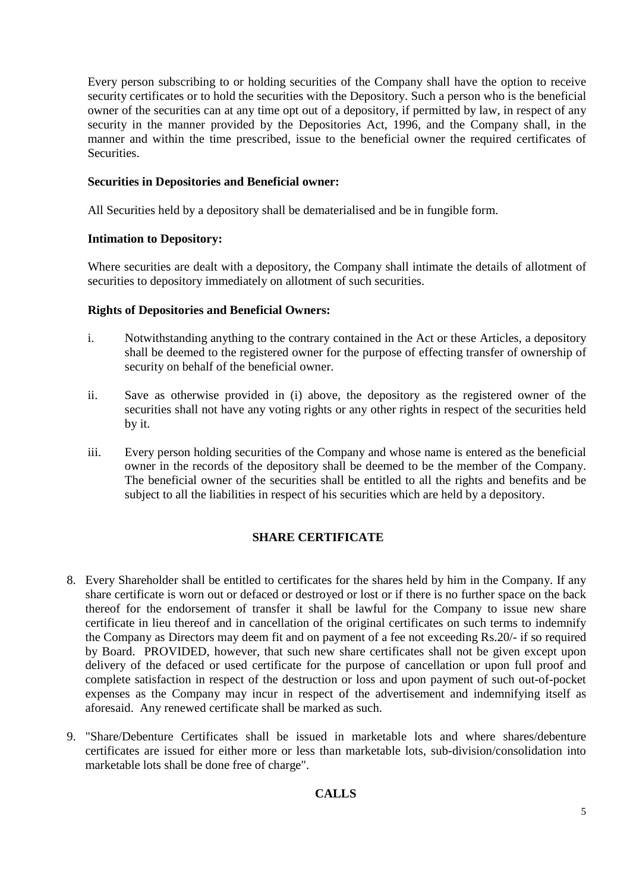Every person subscribing to or holding securities of the Company shall have the option to receive security certificates or to hold the securities with the Depository. Such a person who is the beneficial owner of the securities can at any time opt out of a depository, if permitted by law, in respect of any security in the manner provided by the Depositories Act, 1996, and the Company shall, in the manner and within the time prescribed, issue to the beneficial owner the required certificates of Securities.

**Securities in Depositories and Beneficial owner:**

All Securities held by a depository shall be dematerialised and be in fungible form.

**Intimation to Depository:**

Where securities are dealt with a depository, the Company shall intimate the details of allotment of securities to depository immediately on allotment of such securities.

**Rights of Depositories and Beneficial Owners:**

i. Notwithstanding anything to the contrary contained in the Act or these Articles, a depository shall be deemed to the registered owner for the purpose of effecting transfer of ownership of security on behalf of the beneficial owner.

ii. Save as otherwise provided in (i) above, the depository as the registered owner of the securities shall not have any voting rights or any other rights in respect of the securities held by it.

iii. Every person holding securities of the Company and whose name is entered as the beneficial owner in the records of the depository shall be deemed to be the member of the Company. The beneficial owner of the securities shall be entitled to all the rights and benefits and be subject to all the liabilities in respect of his securities which are held by a depository.

## SHARE CERTIFICATE

8. Every Shareholder shall be entitled to certificates for the shares held by him in the Company. If any share certificate is worn out or defaced or destroyed or lost or if there is no further space on the back thereof for the endorsement of transfer it shall be lawful for the Company to issue new share certificate in lieu thereof and in cancellation of the original certificates on such terms to indemnify the Company as Directors may deem fit and on payment of a fee not exceeding Rs.20/- if so required by Board. PROVIDED, however, that such new share certificates shall not be given except upon delivery of the defaced or used certificate for the purpose of cancellation or upon full proof and complete satisfaction in respect of the destruction or loss and upon payment of such out-of-pocket expenses as the Company may incur in respect of the advertisement and indemnifying itself as aforesaid. Any renewed certificate shall be marked as such.

9. "Share/Debenture Certificates shall be issued in marketable lots and where shares/debenture certificates are issued for either more or less than marketable lots, sub-division/consolidation into marketable lots shall be done free of charge".

## CALLS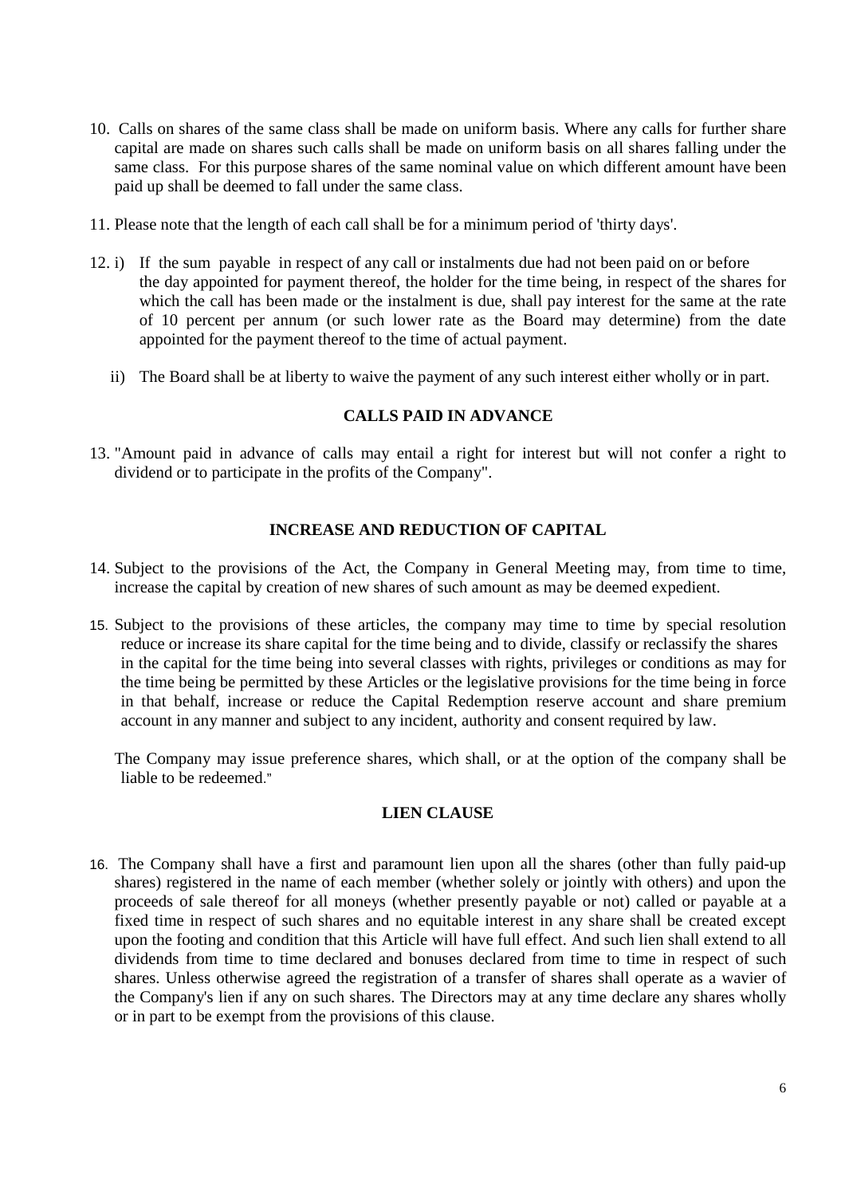10. Calls on shares of the same class shall be made on uniform basis. Where any calls for further share capital are made on shares such calls shall be made on uniform basis on all shares falling under the same class. For this purpose shares of the same nominal value on which different amount have been paid up shall be deemed to fall under the same class.

11. Please note that the length of each call shall be for a minimum period of 'thirty days'.

12. i) If the sum payable in respect of any call or instalments due had not been paid on or before the day appointed for payment thereof, the holder for the time being, in respect of the shares for which the call has been made or the instalment is due, shall pay interest for the same at the rate of 10 percent per annum (or such lower rate as the Board may determine) from the date appointed for the payment thereof to the time of actual payment.

    ii) The Board shall be at liberty to waive the payment of any such interest either wholly or in part.

## CALLS PAID IN ADVANCE

13. "Amount paid in advance of calls may entail a right for interest but will not confer a right to dividend or to participate in the profits of the Company".

## INCREASE AND REDUCTION OF CAPITAL

14. Subject to the provisions of the Act, the Company in General Meeting may, from time to time, increase the capital by creation of new shares of such amount as may be deemed expedient.

15. Subject to the provisions of these articles, the company may time to time by special resolution reduce or increase its share capital for the time being and to divide, classify or reclassify the shares in the capital for the time being into several classes with rights, privileges or conditions as may for the time being be permitted by these Articles or the legislative provisions for the time being in force in that behalf, increase or reduce the Capital Redemption reserve account and share premium account in any manner and subject to any incident, authority and consent required by law.

    The Company may issue preference shares, which shall, or at the option of the company shall be liable to be redeemed."

## LIEN CLAUSE

16. The Company shall have a first and paramount lien upon all the shares (other than fully paid-up shares) registered in the name of each member (whether solely or jointly with others) and upon the proceeds of sale thereof for all moneys (whether presently payable or not) called or payable at a fixed time in respect of such shares and no equitable interest in any share shall be created except upon the footing and condition that this Article will have full effect. And such lien shall extend to all dividends from time to time declared and bonuses declared from time to time in respect of such shares. Unless otherwise agreed the registration of a transfer of shares shall operate as a wavier of the Company's lien if any on such shares. The Directors may at any time declare any shares wholly or in part to be exempt from the provisions of this clause.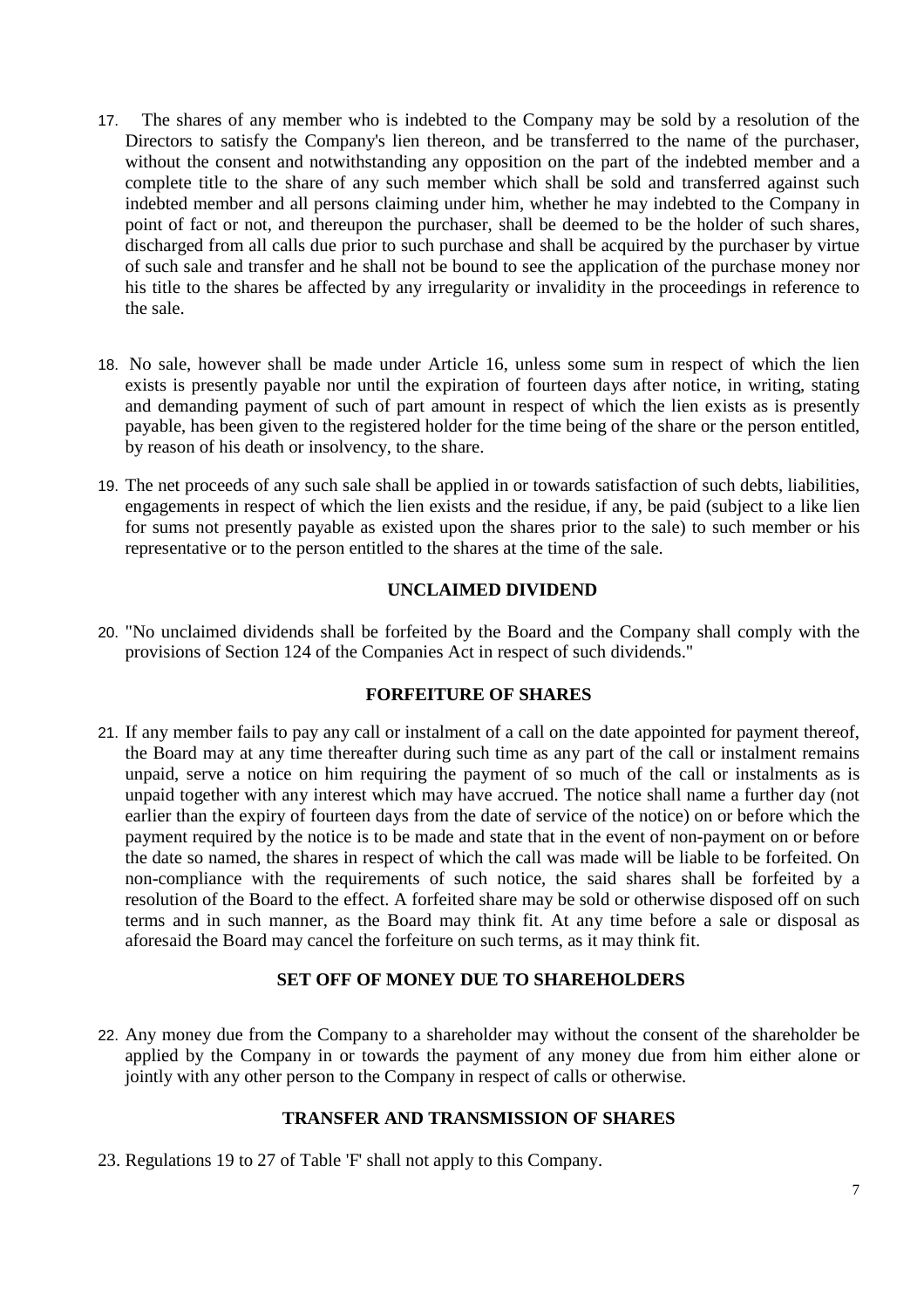17. The shares of any member who is indebted to the Company may be sold by a resolution of the Directors to satisfy the Company's lien thereon, and be transferred to the name of the purchaser, without the consent and notwithstanding any opposition on the part of the indebted member and a complete title to the share of any such member which shall be sold and transferred against such indebted member and all persons claiming under him, whether he may indebted to the Company in point of fact or not, and thereupon the purchaser, shall be deemed to be the holder of such shares, discharged from all calls due prior to such purchase and shall be acquired by the purchaser by virtue of such sale and transfer and he shall not be bound to see the application of the purchase money nor his title to the shares be affected by any irregularity or invalidity in the proceedings in reference to the sale.

18. No sale, however shall be made under Article 16, unless some sum in respect of which the lien exists is presently payable nor until the expiration of fourteen days after notice, in writing, stating and demanding payment of such of part amount in respect of which the lien exists as is presently payable, has been given to the registered holder for the time being of the share or the person entitled, by reason of his death or insolvency, to the share.

19. The net proceeds of any such sale shall be applied in or towards satisfaction of such debts, liabilities, engagements in respect of which the lien exists and the residue, if any, be paid (subject to a like lien for sums not presently payable as existed upon the shares prior to the sale) to such member or his representative or to the person entitled to the shares at the time of the sale.

**UNCLAIMED DIVIDEND**

20. "No unclaimed dividends shall be forfeited by the Board and the Company shall comply with the provisions of Section 124 of the Companies Act in respect of such dividends."

**FORFEITURE OF SHARES**

21. If any member fails to pay any call or instalment of a call on the date appointed for payment thereof, the Board may at any time thereafter during such time as any part of the call or instalment remains unpaid, serve a notice on him requiring the payment of so much of the call or instalments as is unpaid together with any interest which may have accrued. The notice shall name a further day (not earlier than the expiry of fourteen days from the date of service of the notice) on or before which the payment required by the notice is to be made and state that in the event of non-payment on or before the date so named, the shares in respect of which the call was made will be liable to be forfeited. On non-compliance with the requirements of such notice, the said shares shall be forfeited by a resolution of the Board to the effect. A forfeited share may be sold or otherwise disposed off on such terms and in such manner, as the Board may think fit. At any time before a sale or disposal as aforesaid the Board may cancel the forfeiture on such terms, as it may think fit.

**SET OFF OF MONEY DUE TO SHAREHOLDERS**

22. Any money due from the Company to a shareholder may without the consent of the shareholder be applied by the Company in or towards the payment of any money due from him either alone or jointly with any other person to the Company in respect of calls or otherwise.

**TRANSFER AND TRANSMISSION OF SHARES**

23. Regulations 19 to 27 of Table 'F' shall not apply to this Company.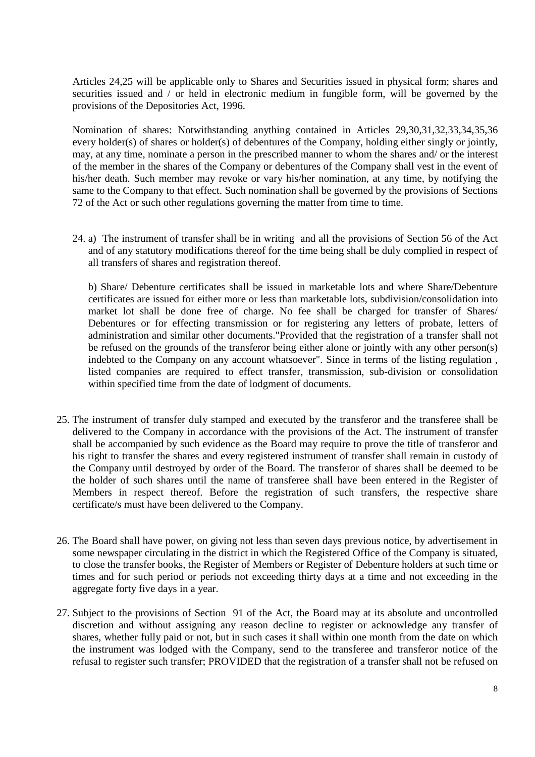Articles 24,25 will be applicable only to Shares and Securities issued in physical form; shares and securities issued and / or held in electronic medium in fungible form, will be governed by the provisions of the Depositories Act, 1996.

Nomination of shares: Notwithstanding anything contained in Articles 29,30,31,32,33,34,35,36 every holder(s) of shares or holder(s) of debentures of the Company, holding either singly or jointly, may, at any time, nominate a person in the prescribed manner to whom the shares and/ or the interest of the member in the shares of the Company or debentures of the Company shall vest in the event of his/her death. Such member may revoke or vary his/her nomination, at any time, by notifying the same to the Company to that effect. Such nomination shall be governed by the provisions of Sections 72 of the Act or such other regulations governing the matter from time to time.

24. a) The instrument of transfer shall be in writing and all the provisions of Section 56 of the Act and of any statutory modifications thereof for the time being shall be duly complied in respect of all transfers of shares and registration thereof.

    b) Share/ Debenture certificates shall be issued in marketable lots and where Share/Debenture certificates are issued for either more or less than marketable lots, subdivision/consolidation into market lot shall be done free of charge. No fee shall be charged for transfer of Shares/ Debentures or for effecting transmission or for registering any letters of probate, letters of administration and similar other documents."Provided that the registration of a transfer shall not be refused on the grounds of the transferor being either alone or jointly with any other person(s) indebted to the Company on any account whatsoever". Since in terms of the listing regulation , listed companies are required to effect transfer, transmission, sub-division or consolidation within specified time from the date of lodgment of documents.

25. The instrument of transfer duly stamped and executed by the transferor and the transferee shall be delivered to the Company in accordance with the provisions of the Act. The instrument of transfer shall be accompanied by such evidence as the Board may require to prove the title of transferor and his right to transfer the shares and every registered instrument of transfer shall remain in custody of the Company until destroyed by order of the Board. The transferor of shares shall be deemed to be the holder of such shares until the name of transferee shall have been entered in the Register of Members in respect thereof. Before the registration of such transfers, the respective share certificate/s must have been delivered to the Company.

26. The Board shall have power, on giving not less than seven days previous notice, by advertisement in some newspaper circulating in the district in which the Registered Office of the Company is situated, to close the transfer books, the Register of Members or Register of Debenture holders at such time or times and for such period or periods not exceeding thirty days at a time and not exceeding in the aggregate forty five days in a year.

27. Subject to the provisions of Section 91 of the Act, the Board may at its absolute and uncontrolled discretion and without assigning any reason decline to register or acknowledge any transfer of shares, whether fully paid or not, but in such cases it shall within one month from the date on which the instrument was lodged with the Company, send to the transferee and transferor notice of the refusal to register such transfer; PROVIDED that the registration of a transfer shall not be refused on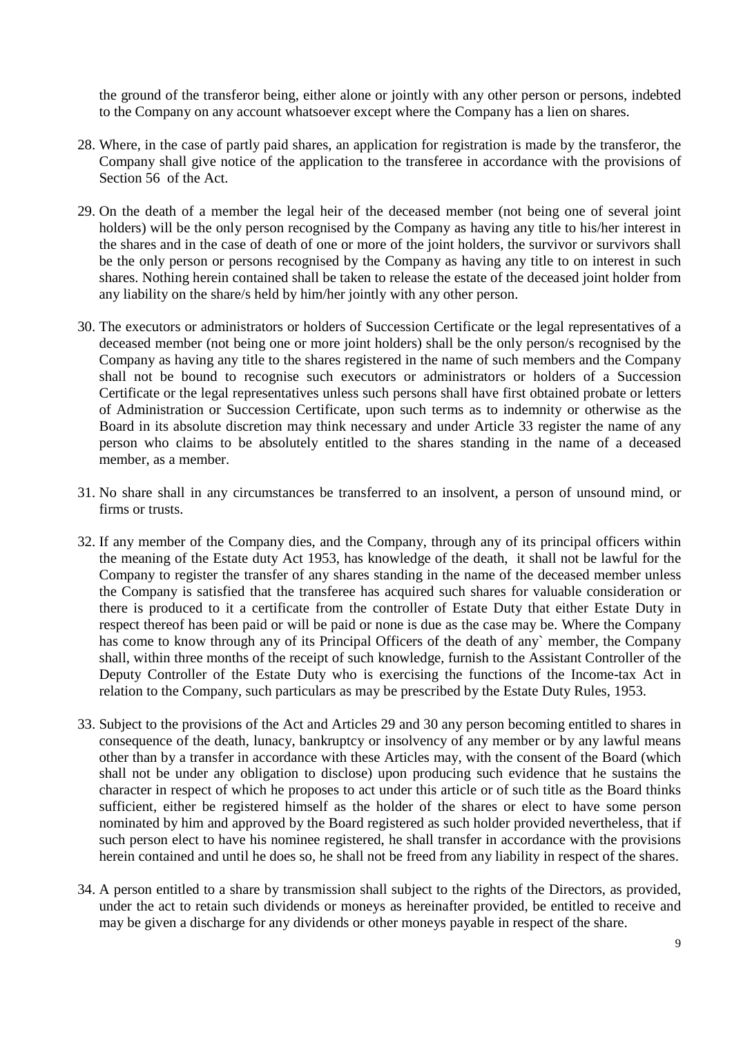the ground of the transferor being, either alone or jointly with any other person or persons, indebted to the Company on any account whatsoever except where the Company has a lien on shares.

28. Where, in the case of partly paid shares, an application for registration is made by the transferor, the Company shall give notice of the application to the transferee in accordance with the provisions of Section 56 of the Act.

29. On the death of a member the legal heir of the deceased member (not being one of several joint holders) will be the only person recognised by the Company as having any title to his/her interest in the shares and in the case of death of one or more of the joint holders, the survivor or survivors shall be the only person or persons recognised by the Company as having any title to on interest in such shares. Nothing herein contained shall be taken to release the estate of the deceased joint holder from any liability on the share/s held by him/her jointly with any other person.

30. The executors or administrators or holders of Succession Certificate or the legal representatives of a deceased member (not being one or more joint holders) shall be the only person/s recognised by the Company as having any title to the shares registered in the name of such members and the Company shall not be bound to recognise such executors or administrators or holders of a Succession Certificate or the legal representatives unless such persons shall have first obtained probate or letters of Administration or Succession Certificate, upon such terms as to indemnity or otherwise as the Board in its absolute discretion may think necessary and under Article 33 register the name of any person who claims to be absolutely entitled to the shares standing in the name of a deceased member, as a member.

31. No share shall in any circumstances be transferred to an insolvent, a person of unsound mind, or firms or trusts.

32. If any member of the Company dies, and the Company, through any of its principal officers within the meaning of the Estate duty Act 1953, has knowledge of the death, it shall not be lawful for the Company to register the transfer of any shares standing in the name of the deceased member unless the Company is satisfied that the transferee has acquired such shares for valuable consideration or there is produced to it a certificate from the controller of Estate Duty that either Estate Duty in respect thereof has been paid or will be paid or none is due as the case may be. Where the Company has come to know through any of its Principal Officers of the death of any` member, the Company shall, within three months of the receipt of such knowledge, furnish to the Assistant Controller of the Deputy Controller of the Estate Duty who is exercising the functions of the Income-tax Act in relation to the Company, such particulars as may be prescribed by the Estate Duty Rules, 1953.

33. Subject to the provisions of the Act and Articles 29 and 30 any person becoming entitled to shares in consequence of the death, lunacy, bankruptcy or insolvency of any member or by any lawful means other than by a transfer in accordance with these Articles may, with the consent of the Board (which shall not be under any obligation to disclose) upon producing such evidence that he sustains the character in respect of which he proposes to act under this article or of such title as the Board thinks sufficient, either be registered himself as the holder of the shares or elect to have some person nominated by him and approved by the Board registered as such holder provided nevertheless, that if such person elect to have his nominee registered, he shall transfer in accordance with the provisions herein contained and until he does so, he shall not be freed from any liability in respect of the shares.

34. A person entitled to a share by transmission shall subject to the rights of the Directors, as provided, under the act to retain such dividends or moneys as hereinafter provided, be entitled to receive and may be given a discharge for any dividends or other moneys payable in respect of the share.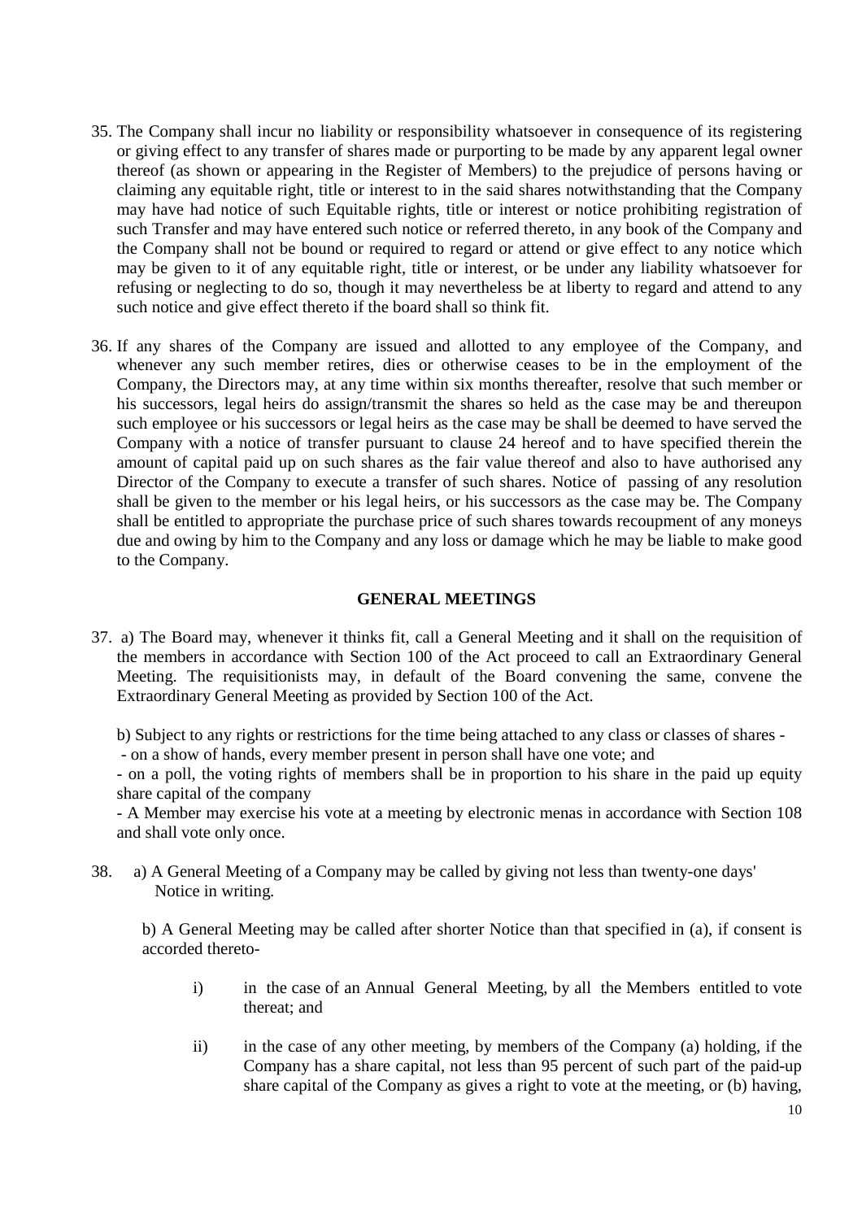35. The Company shall incur no liability or responsibility whatsoever in consequence of its registering or giving effect to any transfer of shares made or purporting to be made by any apparent legal owner thereof (as shown or appearing in the Register of Members) to the prejudice of persons having or claiming any equitable right, title or interest to in the said shares notwithstanding that the Company may have had notice of such Equitable rights, title or interest or notice prohibiting registration of such Transfer and may have entered such notice or referred thereto, in any book of the Company and the Company shall not be bound or required to regard or attend or give effect to any notice which may be given to it of any equitable right, title or interest, or be under any liability whatsoever for refusing or neglecting to do so, though it may nevertheless be at liberty to regard and attend to any such notice and give effect thereto if the board shall so think fit.

36. If any shares of the Company are issued and allotted to any employee of the Company, and whenever any such member retires, dies or otherwise ceases to be in the employment of the Company, the Directors may, at any time within six months thereafter, resolve that such member or his successors, legal heirs do assign/transmit the shares so held as the case may be and thereupon such employee or his successors or legal heirs as the case may be shall be deemed to have served the Company with a notice of transfer pursuant to clause 24 hereof and to have specified therein the amount of capital paid up on such shares as the fair value thereof and also to have authorised any Director of the Company to execute a transfer of such shares. Notice of passing of any resolution shall be given to the member or his legal heirs, or his successors as the case may be. The Company shall be entitled to appropriate the purchase price of such shares towards recoupment of any moneys due and owing by him to the Company and any loss or damage which he may be liable to make good to the Company.

## GENERAL MEETINGS

37. a) The Board may, whenever it thinks fit, call a General Meeting and it shall on the requisition of the members in accordance with Section 100 of the Act proceed to call an Extraordinary General Meeting. The requisitionists may, in default of the Board convening the same, convene the Extraordinary General Meeting as provided by Section 100 of the Act.

    b) Subject to any rights or restrictions for the time being attached to any class or classes of shares -

    - on a show of hands, every member present in person shall have one vote; and
    - on a poll, the voting rights of members shall be in proportion to his share in the paid up equity share capital of the company
    - A Member may exercise his vote at a meeting by electronic menas in accordance with Section 108 and shall vote only once.

38. a) A General Meeting of a Company may be called by giving not less than twenty-one days' Notice in writing.

    b) A General Meeting may be called after shorter Notice than that specified in (a), if consent is accorded thereto-

    i) in the case of an Annual General Meeting, by all the Members entitled to vote thereat; and

    ii) in the case of any other meeting, by members of the Company (a) holding, if the Company has a share capital, not less than 95 percent of such part of the paid-up share capital of the Company as gives a right to vote at the meeting, or (b) having,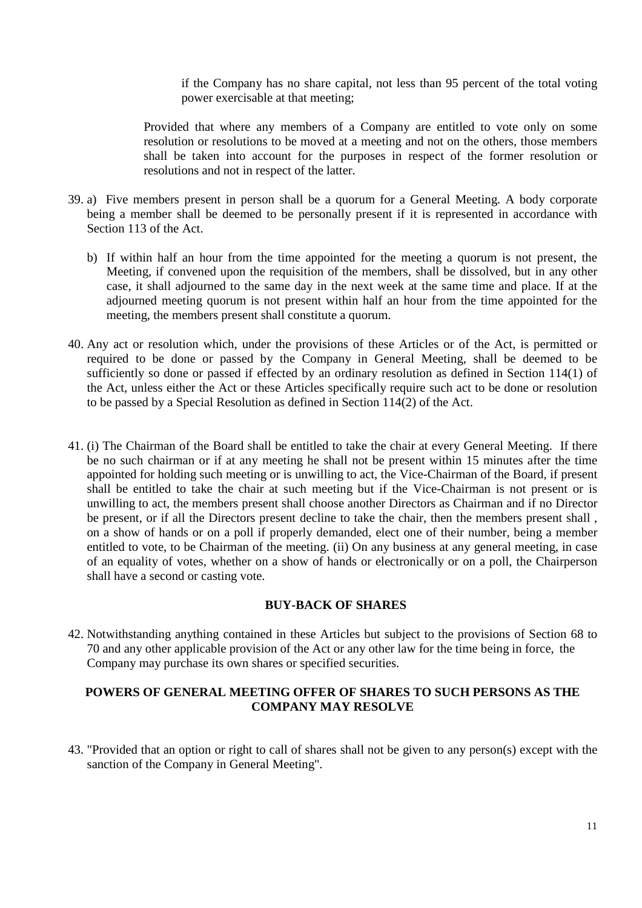if the Company has no share capital, not less than 95 percent of the total voting power exercisable at that meeting;

Provided that where any members of a Company are entitled to vote only on some resolution or resolutions to be moved at a meeting and not on the others, those members shall be taken into account for the purposes in respect of the former resolution or resolutions and not in respect of the latter.

39. a) Five members present in person shall be a quorum for a General Meeting. A body corporate being a member shall be deemed to be personally present if it is represented in accordance with Section 113 of the Act.

    b) If within half an hour from the time appointed for the meeting a quorum is not present, the Meeting, if convened upon the requisition of the members, shall be dissolved, but in any other case, it shall adjourned to the same day in the next week at the same time and place. If at the adjourned meeting quorum is not present within half an hour from the time appointed for the meeting, the members present shall constitute a quorum.

40. Any act or resolution which, under the provisions of these Articles or of the Act, is permitted or required to be done or passed by the Company in General Meeting, shall be deemed to be sufficiently so done or passed if effected by an ordinary resolution as defined in Section 114(1) of the Act, unless either the Act or these Articles specifically require such act to be done or resolution to be passed by a Special Resolution as defined in Section 114(2) of the Act.

41. (i) The Chairman of the Board shall be entitled to take the chair at every General Meeting. If there be no such chairman or if at any meeting he shall not be present within 15 minutes after the time appointed for holding such meeting or is unwilling to act, the Vice-Chairman of the Board, if present shall be entitled to take the chair at such meeting but if the Vice-Chairman is not present or is unwilling to act, the members present shall choose another Directors as Chairman and if no Director be present, or if all the Directors present decline to take the chair, then the members present shall , on a show of hands or on a poll if properly demanded, elect one of their number, being a member entitled to vote, to be Chairman of the meeting. (ii) On any business at any general meeting, in case of an equality of votes, whether on a show of hands or electronically or on a poll, the Chairperson shall have a second or casting vote.

**BUY-BACK OF SHARES**

42. Notwithstanding anything contained in these Articles but subject to the provisions of Section 68 to 70 and any other applicable provision of the Act or any other law for the time being in force, the Company may purchase its own shares or specified securities.

**POWERS OF GENERAL MEETING OFFER OF SHARES TO SUCH PERSONS AS THE COMPANY MAY RESOLVE**

43. "Provided that an option or right to call of shares shall not be given to any person(s) except with the sanction of the Company in General Meeting".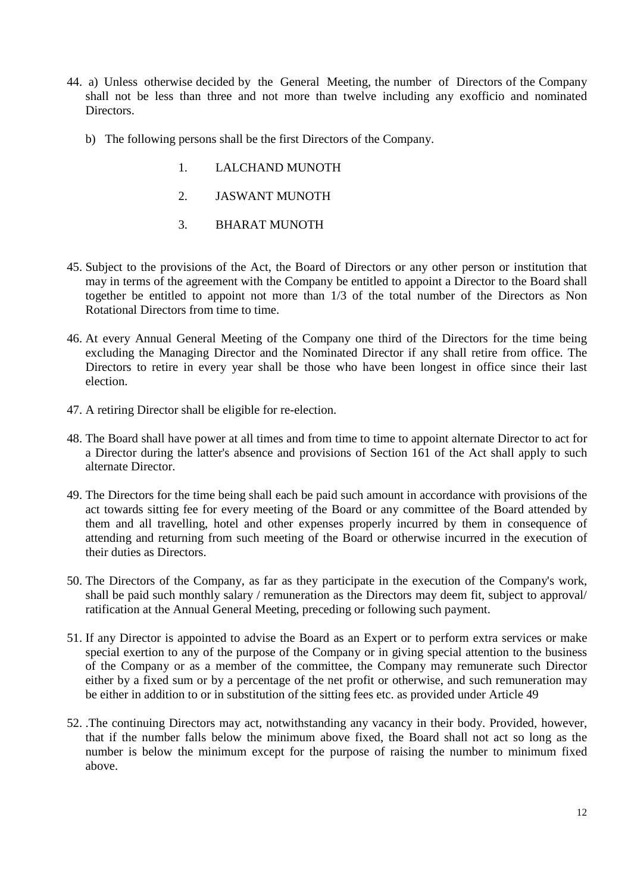44. a) Unless otherwise decided by the General Meeting, the number of Directors of the Company shall not be less than three and not more than twelve including any exofficio and nominated Directors.

    b) The following persons shall be the first Directors of the Company.

       1. LALCHAND MUNOTH
       2. JASWANT MUNOTH
       3. BHARAT MUNOTH

45. Subject to the provisions of the Act, the Board of Directors or any other person or institution that may in terms of the agreement with the Company be entitled to appoint a Director to the Board shall together be entitled to appoint not more than 1/3 of the total number of the Directors as Non Rotational Directors from time to time.

46. At every Annual General Meeting of the Company one third of the Directors for the time being excluding the Managing Director and the Nominated Director if any shall retire from office. The Directors to retire in every year shall be those who have been longest in office since their last election.

47. A retiring Director shall be eligible for re-election.

48. The Board shall have power at all times and from time to time to appoint alternate Director to act for a Director during the latter's absence and provisions of Section 161 of the Act shall apply to such alternate Director.

49. The Directors for the time being shall each be paid such amount in accordance with provisions of the act towards sitting fee for every meeting of the Board or any committee of the Board attended by them and all travelling, hotel and other expenses properly incurred by them in consequence of attending and returning from such meeting of the Board or otherwise incurred in the execution of their duties as Directors.

50. The Directors of the Company, as far as they participate in the execution of the Company's work, shall be paid such monthly salary / remuneration as the Directors may deem fit, subject to approval/ ratification at the Annual General Meeting, preceding or following such payment.

51. If any Director is appointed to advise the Board as an Expert or to perform extra services or make special exertion to any of the purpose of the Company or in giving special attention to the business of the Company or as a member of the committee, the Company may remunerate such Director either by a fixed sum or by a percentage of the net profit or otherwise, and such remuneration may be either in addition to or in substitution of the sitting fees etc. as provided under Article 49

52. .The continuing Directors may act, notwithstanding any vacancy in their body. Provided, however, that if the number falls below the minimum above fixed, the Board shall not act so long as the number is below the minimum except for the purpose of raising the number to minimum fixed above.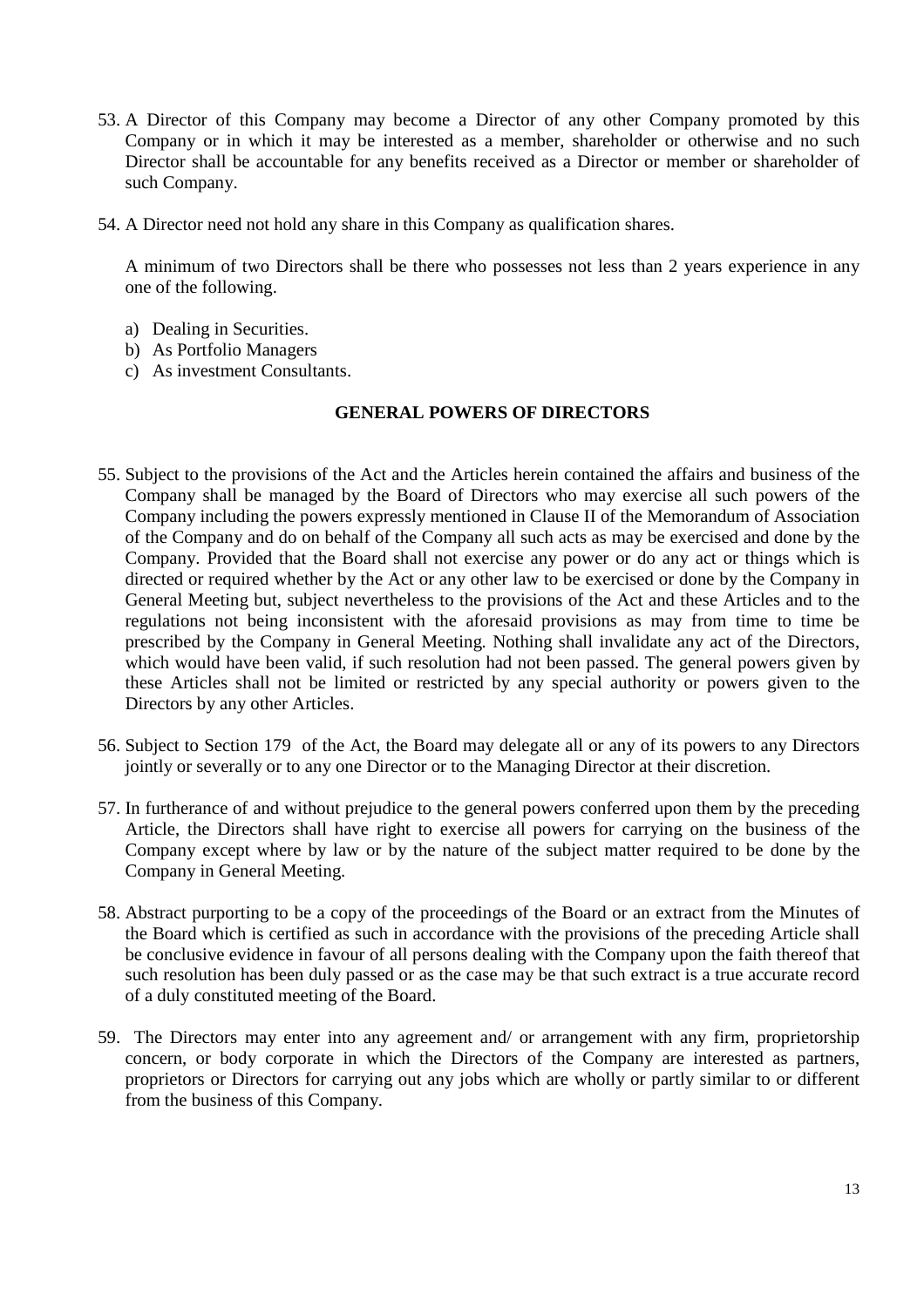53. A Director of this Company may become a Director of any other Company promoted by this Company or in which it may be interested as a member, shareholder or otherwise and no such Director shall be accountable for any benefits received as a Director or member or shareholder of such Company.

54. A Director need not hold any share in this Company as qualification shares.

    A minimum of two Directors shall be there who possesses not less than 2 years experience in any one of the following.

    a) Dealing in Securities.
    b) As Portfolio Managers
    c) As investment Consultants.

## GENERAL POWERS OF DIRECTORS

55. Subject to the provisions of the Act and the Articles herein contained the affairs and business of the Company shall be managed by the Board of Directors who may exercise all such powers of the Company including the powers expressly mentioned in Clause II of the Memorandum of Association of the Company and do on behalf of the Company all such acts as may be exercised and done by the Company. Provided that the Board shall not exercise any power or do any act or things which is directed or required whether by the Act or any other law to be exercised or done by the Company in General Meeting but, subject nevertheless to the provisions of the Act and these Articles and to the regulations not being inconsistent with the aforesaid provisions as may from time to time be prescribed by the Company in General Meeting. Nothing shall invalidate any act of the Directors, which would have been valid, if such resolution had not been passed. The general powers given by these Articles shall not be limited or restricted by any special authority or powers given to the Directors by any other Articles.

56. Subject to Section 179 of the Act, the Board may delegate all or any of its powers to any Directors jointly or severally or to any one Director or to the Managing Director at their discretion.

57. In furtherance of and without prejudice to the general powers conferred upon them by the preceding Article, the Directors shall have right to exercise all powers for carrying on the business of the Company except where by law or by the nature of the subject matter required to be done by the Company in General Meeting.

58. Abstract purporting to be a copy of the proceedings of the Board or an extract from the Minutes of the Board which is certified as such in accordance with the provisions of the preceding Article shall be conclusive evidence in favour of all persons dealing with the Company upon the faith thereof that such resolution has been duly passed or as the case may be that such extract is a true accurate record of a duly constituted meeting of the Board.

59. The Directors may enter into any agreement and/ or arrangement with any firm, proprietorship concern, or body corporate in which the Directors of the Company are interested as partners, proprietors or Directors for carrying out any jobs which are wholly or partly similar to or different from the business of this Company.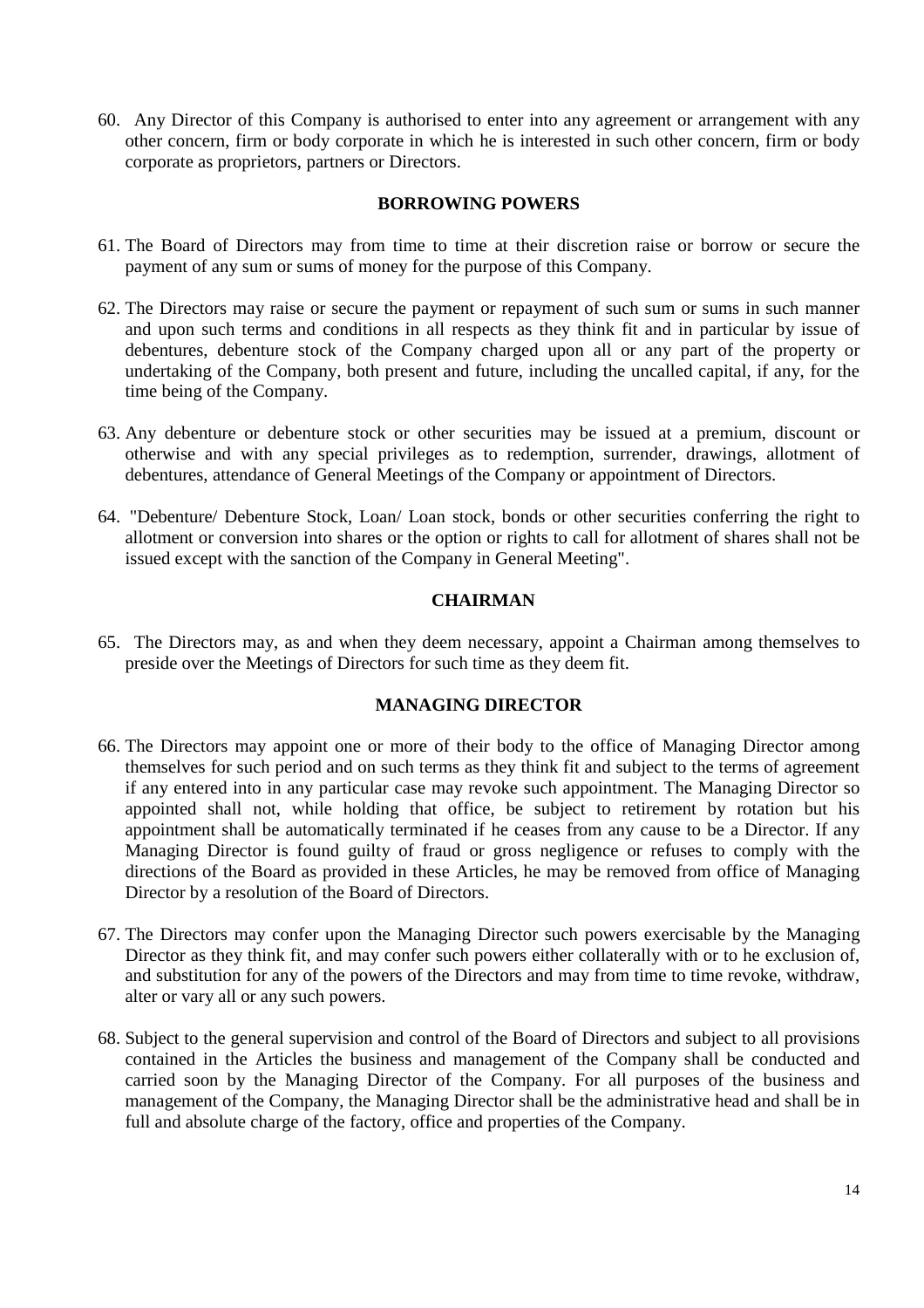60. Any Director of this Company is authorised to enter into any agreement or arrangement with any other concern, firm or body corporate in which he is interested in such other concern, firm or body corporate as proprietors, partners or Directors.

## BORROWING POWERS

61. The Board of Directors may from time to time at their discretion raise or borrow or secure the payment of any sum or sums of money for the purpose of this Company.

62. The Directors may raise or secure the payment or repayment of such sum or sums in such manner and upon such terms and conditions in all respects as they think fit and in particular by issue of debentures, debenture stock of the Company charged upon all or any part of the property or undertaking of the Company, both present and future, including the uncalled capital, if any, for the time being of the Company.

63. Any debenture or debenture stock or other securities may be issued at a premium, discount or otherwise and with any special privileges as to redemption, surrender, drawings, allotment of debentures, attendance of General Meetings of the Company or appointment of Directors.

64. "Debenture/ Debenture Stock, Loan/ Loan stock, bonds or other securities conferring the right to allotment or conversion into shares or the option or rights to call for allotment of shares shall not be issued except with the sanction of the Company in General Meeting".

## CHAIRMAN

65. The Directors may, as and when they deem necessary, appoint a Chairman among themselves to preside over the Meetings of Directors for such time as they deem fit.

## MANAGING DIRECTOR

66. The Directors may appoint one or more of their body to the office of Managing Director among themselves for such period and on such terms as they think fit and subject to the terms of agreement if any entered into in any particular case may revoke such appointment. The Managing Director so appointed shall not, while holding that office, be subject to retirement by rotation but his appointment shall be automatically terminated if he ceases from any cause to be a Director. If any Managing Director is found guilty of fraud or gross negligence or refuses to comply with the directions of the Board as provided in these Articles, he may be removed from office of Managing Director by a resolution of the Board of Directors.

67. The Directors may confer upon the Managing Director such powers exercisable by the Managing Director as they think fit, and may confer such powers either collaterally with or to he exclusion of, and substitution for any of the powers of the Directors and may from time to time revoke, withdraw, alter or vary all or any such powers.

68. Subject to the general supervision and control of the Board of Directors and subject to all provisions contained in the Articles the business and management of the Company shall be conducted and carried soon by the Managing Director of the Company. For all purposes of the business and management of the Company, the Managing Director shall be the administrative head and shall be in full and absolute charge of the factory, office and properties of the Company.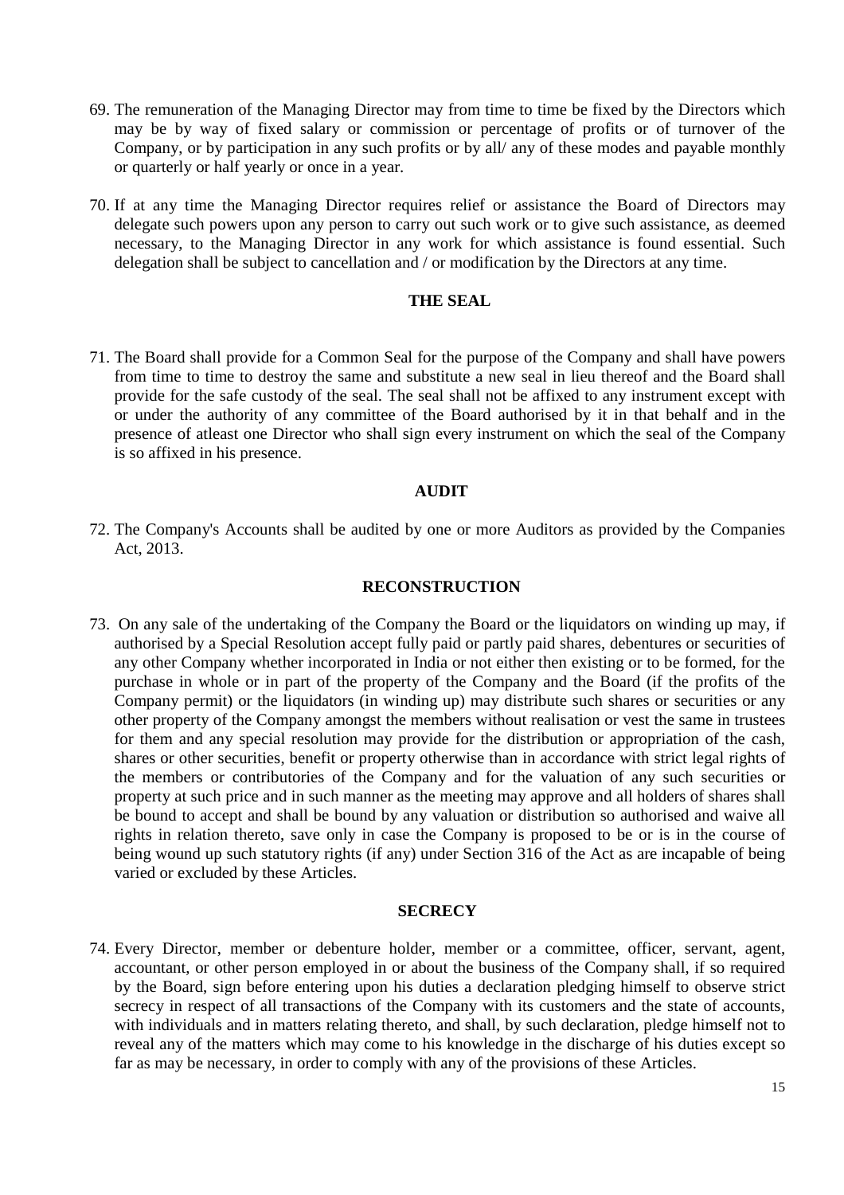69. The remuneration of the Managing Director may from time to time be fixed by the Directors which may be by way of fixed salary or commission or percentage of profits or of turnover of the Company, or by participation in any such profits or by all/ any of these modes and payable monthly or quarterly or half yearly or once in a year.

70. If at any time the Managing Director requires relief or assistance the Board of Directors may delegate such powers upon any person to carry out such work or to give such assistance, as deemed necessary, to the Managing Director in any work for which assistance is found essential. Such delegation shall be subject to cancellation and / or modification by the Directors at any time.

## THE SEAL

71. The Board shall provide for a Common Seal for the purpose of the Company and shall have powers from time to time to destroy the same and substitute a new seal in lieu thereof and the Board shall provide for the safe custody of the seal. The seal shall not be affixed to any instrument except with or under the authority of any committee of the Board authorised by it in that behalf and in the presence of atleast one Director who shall sign every instrument on which the seal of the Company is so affixed in his presence.

## AUDIT

72. The Company's Accounts shall be audited by one or more Auditors as provided by the Companies Act, 2013.

## RECONSTRUCTION

73. On any sale of the undertaking of the Company the Board or the liquidators on winding up may, if authorised by a Special Resolution accept fully paid or partly paid shares, debentures or securities of any other Company whether incorporated in India or not either then existing or to be formed, for the purchase in whole or in part of the property of the Company and the Board (if the profits of the Company permit) or the liquidators (in winding up) may distribute such shares or securities or any other property of the Company amongst the members without realisation or vest the same in trustees for them and any special resolution may provide for the distribution or appropriation of the cash, shares or other securities, benefit or property otherwise than in accordance with strict legal rights of the members or contributories of the Company and for the valuation of any such securities or property at such price and in such manner as the meeting may approve and all holders of shares shall be bound to accept and shall be bound by any valuation or distribution so authorised and waive all rights in relation thereto, save only in case the Company is proposed to be or is in the course of being wound up such statutory rights (if any) under Section 316 of the Act as are incapable of being varied or excluded by these Articles.

## SECRECY

74. Every Director, member or debenture holder, member or a committee, officer, servant, agent, accountant, or other person employed in or about the business of the Company shall, if so required by the Board, sign before entering upon his duties a declaration pledging himself to observe strict secrecy in respect of all transactions of the Company with its customers and the state of accounts, with individuals and in matters relating thereto, and shall, by such declaration, pledge himself not to reveal any of the matters which may come to his knowledge in the discharge of his duties except so far as may be necessary, in order to comply with any of the provisions of these Articles.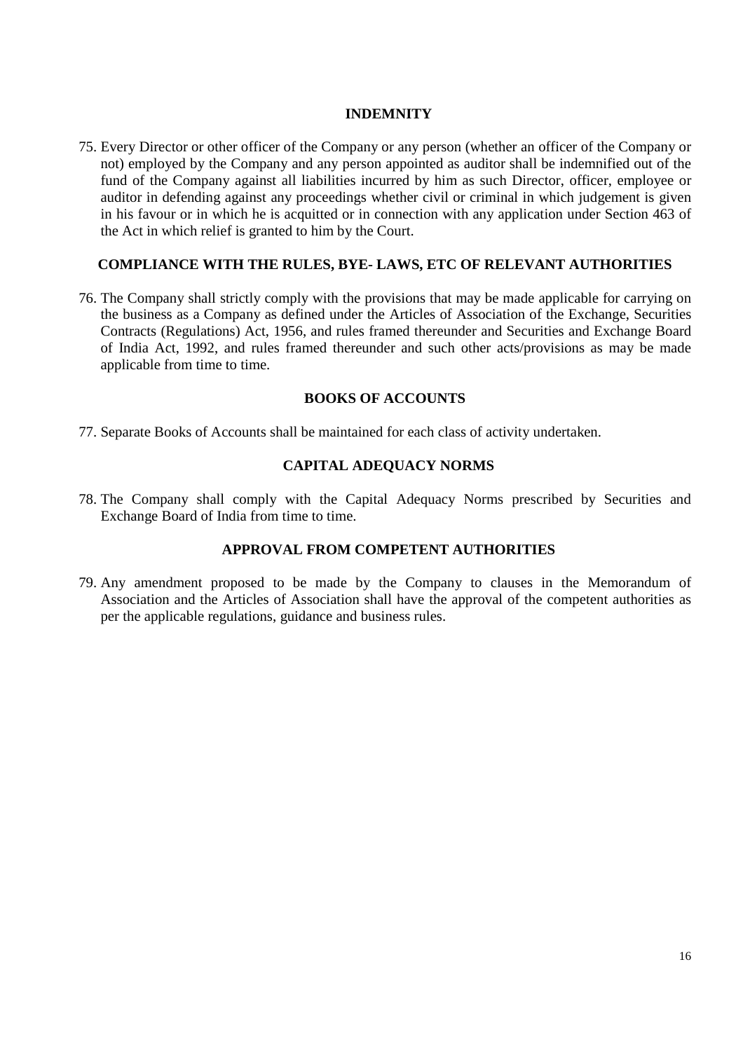## INDEMNITY

75. Every Director or other officer of the Company or any person (whether an officer of the Company or not) employed by the Company and any person appointed as auditor shall be indemnified out of the fund of the Company against all liabilities incurred by him as such Director, officer, employee or auditor in defending against any proceedings whether civil or criminal in which judgement is given in his favour or in which he is acquitted or in connection with any application under Section 463 of the Act in which relief is granted to him by the Court.

## COMPLIANCE WITH THE RULES, BYE- LAWS, ETC OF RELEVANT AUTHORITIES

76. The Company shall strictly comply with the provisions that may be made applicable for carrying on the business as a Company as defined under the Articles of Association of the Exchange, Securities Contracts (Regulations) Act, 1956, and rules framed thereunder and Securities and Exchange Board of India Act, 1992, and rules framed thereunder and such other acts/provisions as may be made applicable from time to time.

## BOOKS OF ACCOUNTS

77. Separate Books of Accounts shall be maintained for each class of activity undertaken.

## CAPITAL ADEQUACY NORMS

78. The Company shall comply with the Capital Adequacy Norms prescribed by Securities and Exchange Board of India from time to time.

## APPROVAL FROM COMPETENT AUTHORITIES

79. Any amendment proposed to be made by the Company to clauses in the Memorandum of Association and the Articles of Association shall have the approval of the competent authorities as per the applicable regulations, guidance and business rules.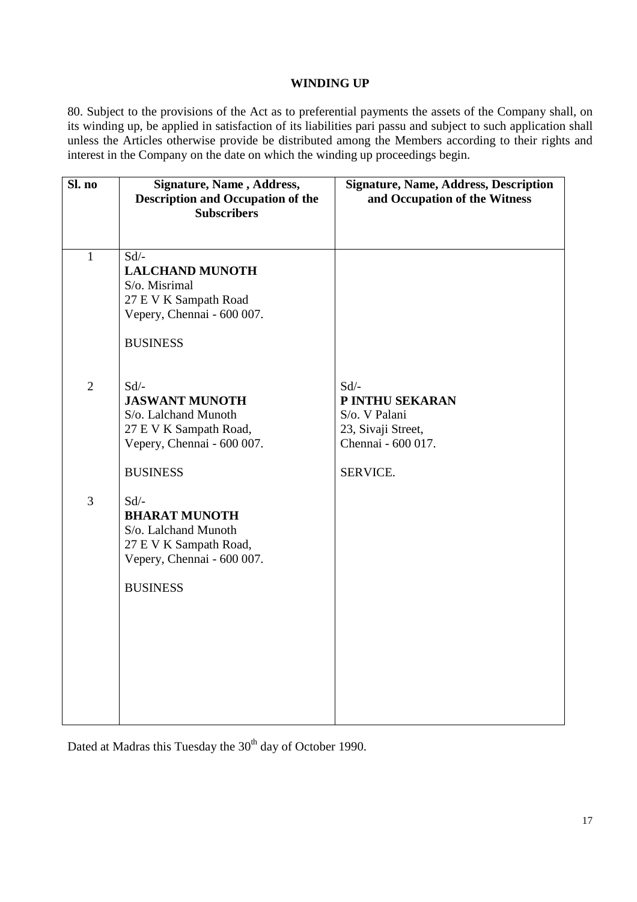## WINDING UP

80. Subject to the provisions of the Act as to preferential payments the assets of the Company shall, on its winding up, be applied in satisfaction of its liabilities pari passu and subject to such application shall unless the Articles otherwise provide be distributed among the Members according to their rights and interest in the Company on the date on which the winding up proceedings begin.

| Sl. no | Signature, Name , Address, Description and Occupation of the Subscribers | Signature, Name, Address, Description and Occupation of the Witness |
|---|---|---|
| 1 | Sd/- **LALCHAND MUNOTH** S/o. Misrimal 27 E V K Sampath Road Vepery, Chennai - 600 007. BUSINESS | |
| 2 | Sd/- **JASWANT MUNOTH** S/o. Lalchand Munoth 27 E V K Sampath Road, Vepery, Chennai - 600 007. BUSINESS | Sd/- **P INTHU SEKARAN** S/o. V Palani 23, Sivaji Street, Chennai - 600 017. SERVICE. |
| 3 | Sd/- **BHARAT MUNOTH** S/o. Lalchand Munoth 27 E V K Sampath Road, Vepery, Chennai - 600 007. BUSINESS | |

Dated at Madras this Tuesday the 30th day of October 1990.